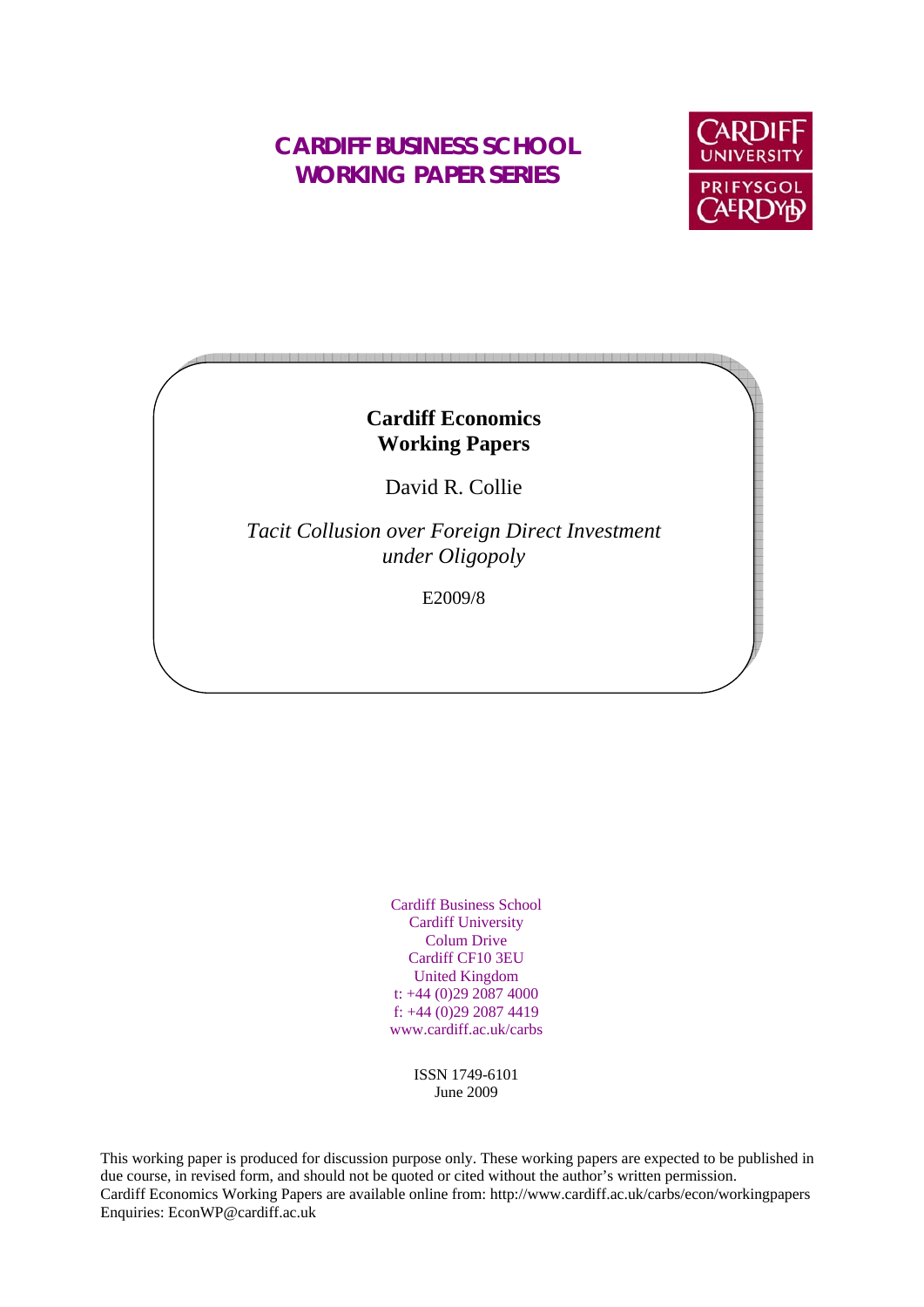# CARDIFF BUSINESS SCHOOL WORKING PAPER SERIES

CARDIFF UNIVERSITY
PRIFYSGOL CAERDYD

**Cardiff Economics Working Papers**

David R. Collie

*Tacit Collusion over Foreign Direct Investment under Oligopoly*

E2009/8

Cardiff Business School
Cardiff University
Colum Drive
Cardiff CF10 3EU
United Kingdom
t: +44 (0)29 2087 4000
f: +44 (0)29 2087 4419
www.cardiff.ac.uk/carbs

ISSN 1749-6101
June 2009

This working paper is produced for discussion purpose only. These working papers are expected to be published in due course, in revised form, and should not be quoted or cited without the author's written permission.
Cardiff Economics Working Papers are available online from: http://www.cardiff.ac.uk/carbs/econ/workingpapers
Enquiries: EconWP@cardiff.ac.uk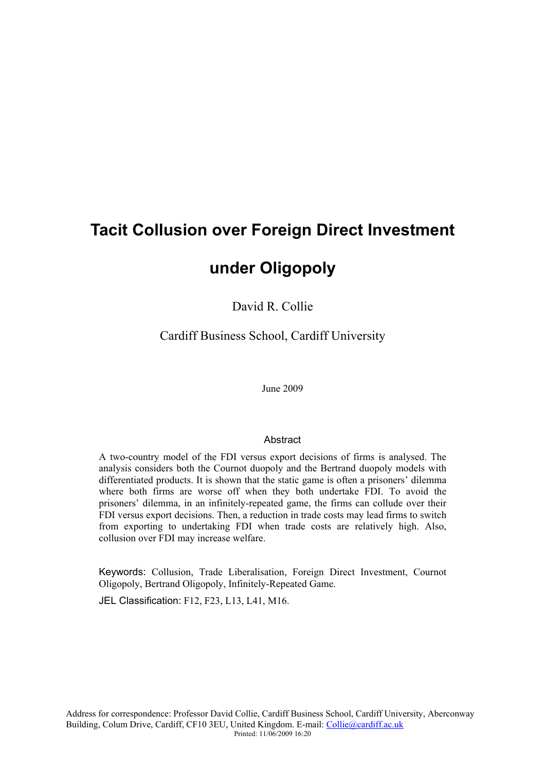# Tacit Collusion over Foreign Direct Investment under Oligopoly

David R. Collie

Cardiff Business School, Cardiff University

June 2009

## Abstract

A two-country model of the FDI versus export decisions of firms is analysed. The analysis considers both the Cournot duopoly and the Bertrand duopoly models with differentiated products. It is shown that the static game is often a prisoners' dilemma where both firms are worse off when they both undertake FDI. To avoid the prisoners' dilemma, in an infinitely-repeated game, the firms can collude over their FDI versus export decisions. Then, a reduction in trade costs may lead firms to switch from exporting to undertaking FDI when trade costs are relatively high. Also, collusion over FDI may increase welfare.

Keywords: Collusion, Trade Liberalisation, Foreign Direct Investment, Cournot Oligopoly, Bertrand Oligopoly, Infinitely-Repeated Game.

JEL Classification: F12, F23, L13, L41, M16.

Address for correspondence: Professor David Collie, Cardiff Business School, Cardiff University, Aberconway Building, Colum Drive, Cardiff, CF10 3EU, United Kingdom. E-mail: Collie@cardiff.ac.uk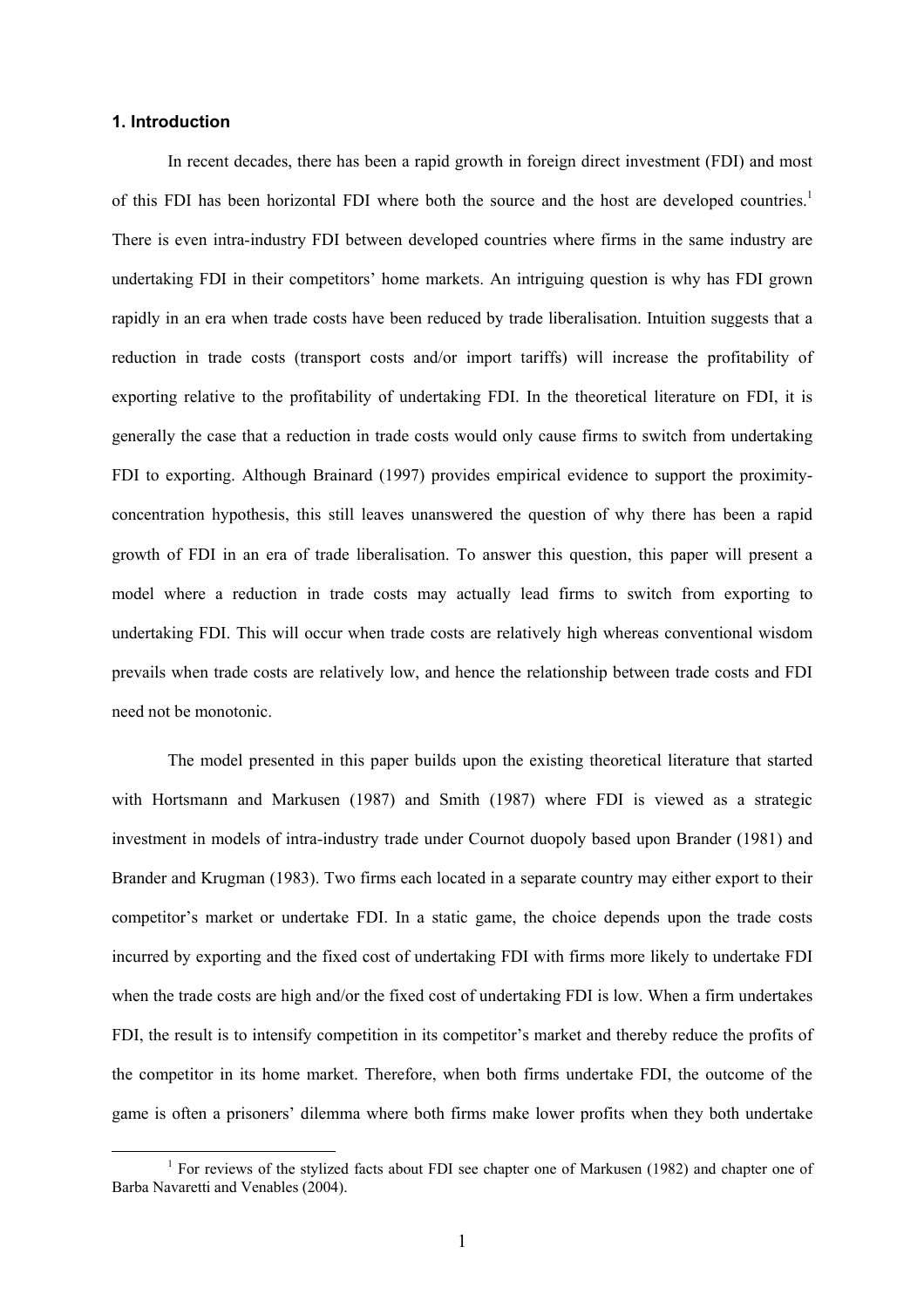## 1. Introduction

In recent decades, there has been a rapid growth in foreign direct investment (FDI) and most of this FDI has been horizontal FDI where both the source and the host are developed countries.[1] There is even intra-industry FDI between developed countries where firms in the same industry are undertaking FDI in their competitors' home markets. An intriguing question is why has FDI grown rapidly in an era when trade costs have been reduced by trade liberalisation. Intuition suggests that a reduction in trade costs (transport costs and/or import tariffs) will increase the profitability of exporting relative to the profitability of undertaking FDI. In the theoretical literature on FDI, it is generally the case that a reduction in trade costs would only cause firms to switch from undertaking FDI to exporting. Although Brainard (1997) provides empirical evidence to support the proximity-concentration hypothesis, this still leaves unanswered the question of why there has been a rapid growth of FDI in an era of trade liberalisation. To answer this question, this paper will present a model where a reduction in trade costs may actually lead firms to switch from exporting to undertaking FDI. This will occur when trade costs are relatively high whereas conventional wisdom prevails when trade costs are relatively low, and hence the relationship between trade costs and FDI need not be monotonic.

The model presented in this paper builds upon the existing theoretical literature that started with Hortsmann and Markusen (1987) and Smith (1987) where FDI is viewed as a strategic investment in models of intra-industry trade under Cournot duopoly based upon Brander (1981) and Brander and Krugman (1983). Two firms each located in a separate country may either export to their competitor's market or undertake FDI. In a static game, the choice depends upon the trade costs incurred by exporting and the fixed cost of undertaking FDI with firms more likely to undertake FDI when the trade costs are high and/or the fixed cost of undertaking FDI is low. When a firm undertakes FDI, the result is to intensify competition in its competitor's market and thereby reduce the profits of the competitor in its home market. Therefore, when both firms undertake FDI, the outcome of the game is often a prisoners' dilemma where both firms make lower profits when they both undertake

[1] For reviews of the stylized facts about FDI see chapter one of Markusen (1982) and chapter one of Barba Navaretti and Venables (2004).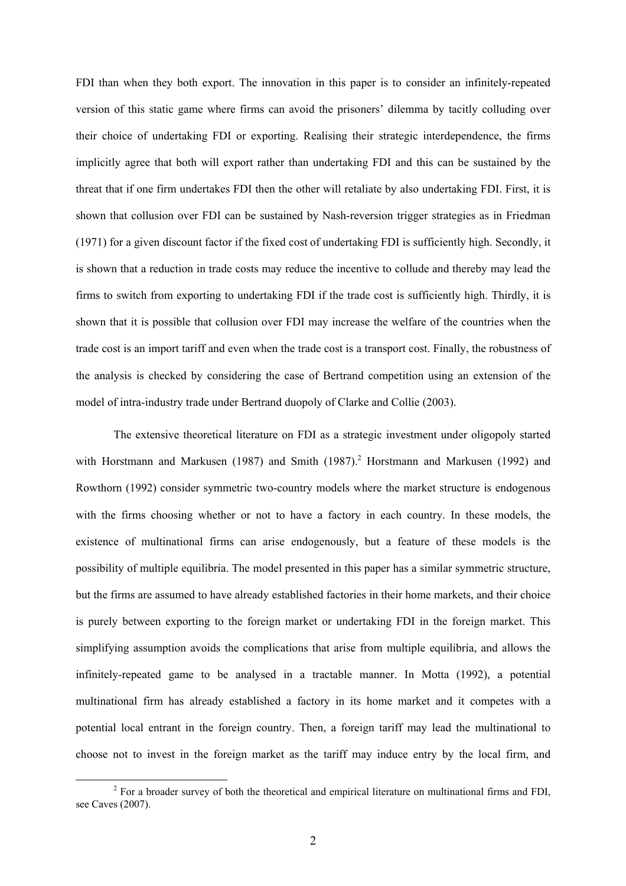FDI than when they both export. The innovation in this paper is to consider an infinitely-repeated version of this static game where firms can avoid the prisoners' dilemma by tacitly colluding over their choice of undertaking FDI or exporting. Realising their strategic interdependence, the firms implicitly agree that both will export rather than undertaking FDI and this can be sustained by the threat that if one firm undertakes FDI then the other will retaliate by also undertaking FDI. First, it is shown that collusion over FDI can be sustained by Nash-reversion trigger strategies as in Friedman (1971) for a given discount factor if the fixed cost of undertaking FDI is sufficiently high. Secondly, it is shown that a reduction in trade costs may reduce the incentive to collude and thereby may lead the firms to switch from exporting to undertaking FDI if the trade cost is sufficiently high. Thirdly, it is shown that it is possible that collusion over FDI may increase the welfare of the countries when the trade cost is an import tariff and even when the trade cost is a transport cost. Finally, the robustness of the analysis is checked by considering the case of Bertrand competition using an extension of the model of intra-industry trade under Bertrand duopoly of Clarke and Collie (2003).

The extensive theoretical literature on FDI as a strategic investment under oligopoly started with Horstmann and Markusen (1987) and Smith (1987).[2] Horstmann and Markusen (1992) and Rowthorn (1992) consider symmetric two-country models where the market structure is endogenous with the firms choosing whether or not to have a factory in each country. In these models, the existence of multinational firms can arise endogenously, but a feature of these models is the possibility of multiple equilibria. The model presented in this paper has a similar symmetric structure, but the firms are assumed to have already established factories in their home markets, and their choice is purely between exporting to the foreign market or undertaking FDI in the foreign market. This simplifying assumption avoids the complications that arise from multiple equilibria, and allows the infinitely-repeated game to be analysed in a tractable manner. In Motta (1992), a potential multinational firm has already established a factory in its home market and it competes with a potential local entrant in the foreign country. Then, a foreign tariff may lead the multinational to choose not to invest in the foreign market as the tariff may induce entry by the local firm, and

[2] For a broader survey of both the theoretical and empirical literature on multinational firms and FDI, see Caves (2007).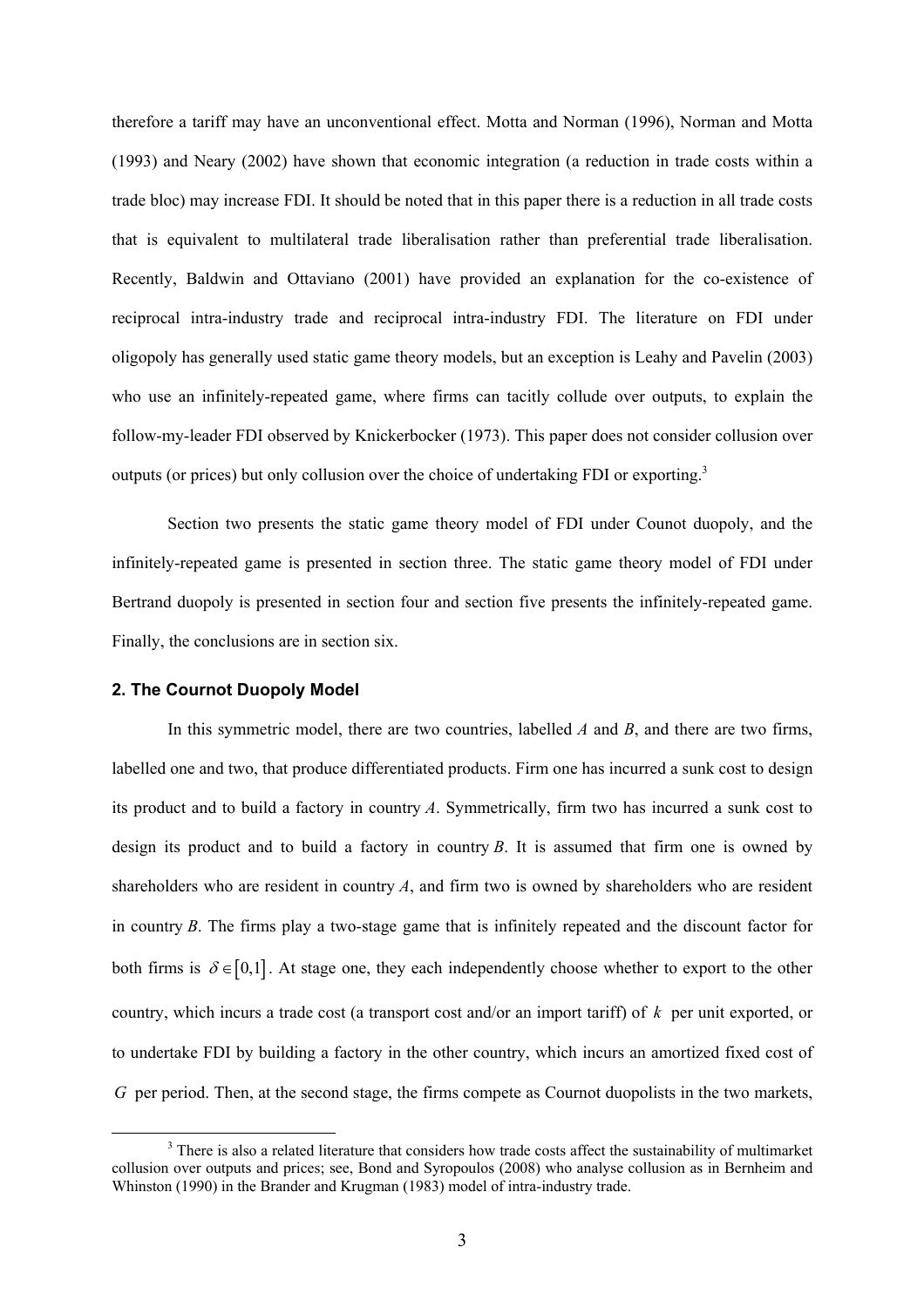therefore a tariff may have an unconventional effect. Motta and Norman (1996), Norman and Motta (1993) and Neary (2002) have shown that economic integration (a reduction in trade costs within a trade bloc) may increase FDI. It should be noted that in this paper there is a reduction in all trade costs that is equivalent to multilateral trade liberalisation rather than preferential trade liberalisation. Recently, Baldwin and Ottaviano (2001) have provided an explanation for the co-existence of reciprocal intra-industry trade and reciprocal intra-industry FDI. The literature on FDI under oligopoly has generally used static game theory models, but an exception is Leahy and Pavelin (2003) who use an infinitely-repeated game, where firms can tacitly collude over outputs, to explain the follow-my-leader FDI observed by Knickerbocker (1973). This paper does not consider collusion over outputs (or prices) but only collusion over the choice of undertaking FDI or exporting.[3]

Section two presents the static game theory model of FDI under Counot duopoly, and the infinitely-repeated game is presented in section three. The static game theory model of FDI under Bertrand duopoly is presented in section four and section five presents the infinitely-repeated game. Finally, the conclusions are in section six.

## 2. The Cournot Duopoly Model

In this symmetric model, there are two countries, labelled $A$ and $B$, and there are two firms, labelled one and two, that produce differentiated products. Firm one has incurred a sunk cost to design its product and to build a factory in country $A$. Symmetrically, firm two has incurred a sunk cost to design its product and to build a factory in country $B$. It is assumed that firm one is owned by shareholders who are resident in country $A$, and firm two is owned by shareholders who are resident in country $B$. The firms play a two-stage game that is infinitely repeated and the discount factor for both firms is $\delta \in [0,1]$. At stage one, they each independently choose whether to export to the other country, which incurs a trade cost (a transport cost and/or an import tariff) of $k$ per unit exported, or to undertake FDI by building a factory in the other country, which incurs an amortized fixed cost of $G$ per period. Then, at the second stage, the firms compete as Cournot duopolists in the two markets,

[3] There is also a related literature that considers how trade costs affect the sustainability of multimarket collusion over outputs and prices; see, Bond and Syropoulos (2008) who analyse collusion as in Bernheim and Whinston (1990) in the Brander and Krugman (1983) model of intra-industry trade.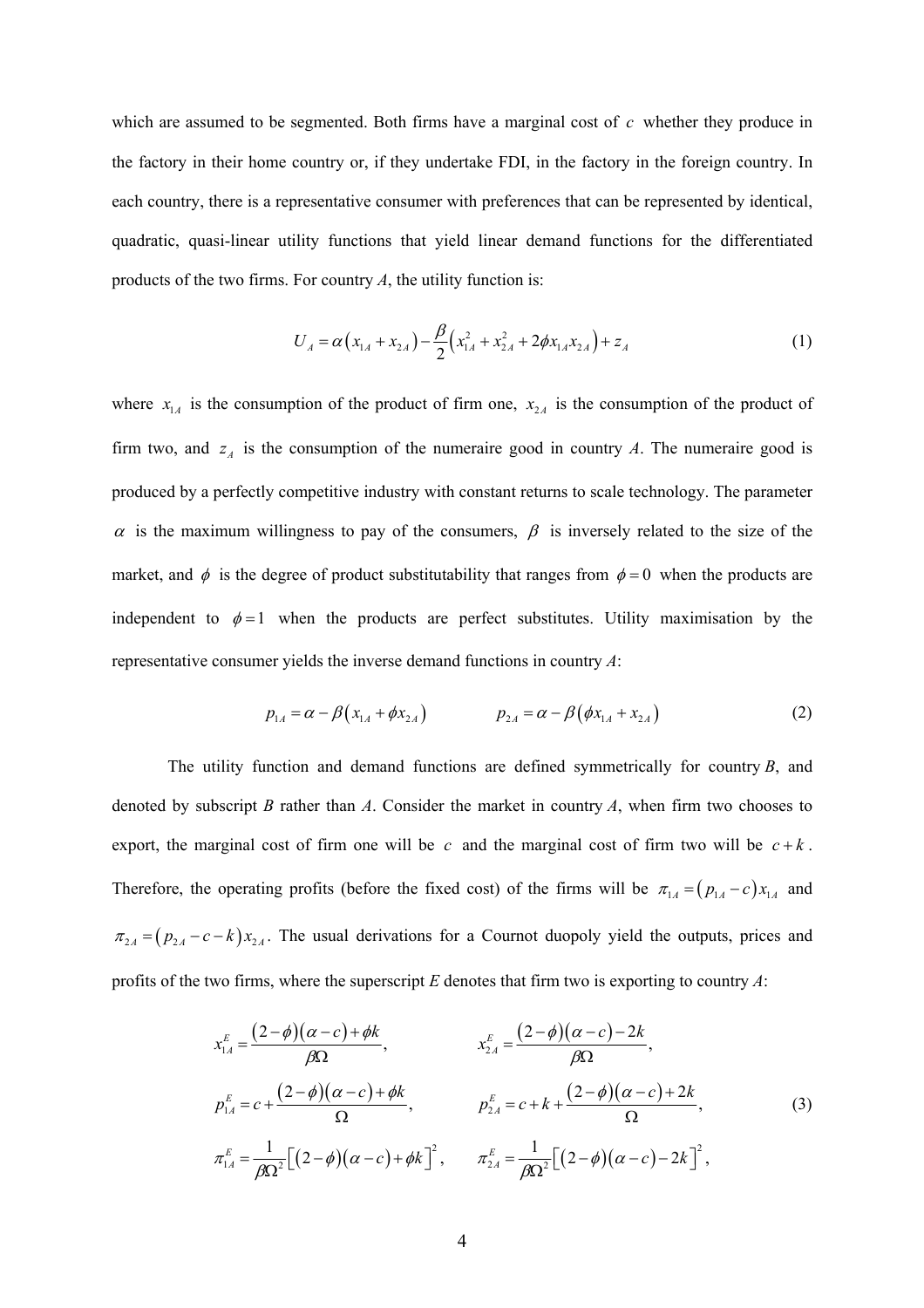which are assumed to be segmented. Both firms have a marginal cost of $c$ whether they produce in the factory in their home country or, if they undertake FDI, in the factory in the foreign country. In each country, there is a representative consumer with preferences that can be represented by identical, quadratic, quasi-linear utility functions that yield linear demand functions for the differentiated products of the two firms. For country *A*, the utility function is:

$$U_A = \alpha\left(x_{1A} + x_{2A}\right) - \frac{\beta}{2}\left(x_{1A}^2 + x_{2A}^2 + 2\phi x_{1A}x_{2A}\right) + z_A \tag{1}$$

where $x_{1A}$ is the consumption of the product of firm one, $x_{2A}$ is the consumption of the product of firm two, and $z_A$ is the consumption of the numeraire good in country *A*. The numeraire good is produced by a perfectly competitive industry with constant returns to scale technology. The parameter $\alpha$ is the maximum willingness to pay of the consumers, $\beta$ is inversely related to the size of the market, and $\phi$ is the degree of product substitutability that ranges from $\phi = 0$ when the products are independent to $\phi = 1$ when the products are perfect substitutes. Utility maximisation by the representative consumer yields the inverse demand functions in country *A*:

$$p_{1A} = \alpha - \beta\left(x_{1A} + \phi x_{2A}\right) \qquad\qquad p_{2A} = \alpha - \beta\left(\phi x_{1A} + x_{2A}\right) \tag{2}$$

The utility function and demand functions are defined symmetrically for country *B*, and denoted by subscript *B* rather than *A*. Consider the market in country *A*, when firm two chooses to export, the marginal cost of firm one will be $c$ and the marginal cost of firm two will be $c+k$. Therefore, the operating profits (before the fixed cost) of the firms will be $\pi_{1A} = \left(p_{1A} - c\right)x_{1A}$ and $\pi_{2A} = \left(p_{2A} - c - k\right)x_{2A}$. The usual derivations for a Cournot duopoly yield the outputs, prices and profits of the two firms, where the superscript *E* denotes that firm two is exporting to country *A*:

$$\begin{aligned}
x_{1A}^E &= \frac{(2-\phi)(\alpha-c)+\phi k}{\beta\Omega}, & x_{2A}^E &= \frac{(2-\phi)(\alpha-c)-2k}{\beta\Omega}, \\
p_{1A}^E &= c + \frac{(2-\phi)(\alpha-c)+\phi k}{\Omega}, & p_{2A}^E &= c + k + \frac{(2-\phi)(\alpha-c)+2k}{\Omega}, \\
\pi_{1A}^E &= \frac{1}{\beta\Omega^2}\left[(2-\phi)(\alpha-c)+\phi k\right]^2, & \pi_{2A}^E &= \frac{1}{\beta\Omega^2}\left[(2-\phi)(\alpha-c)-2k\right]^2,
\end{aligned} \tag{3}$$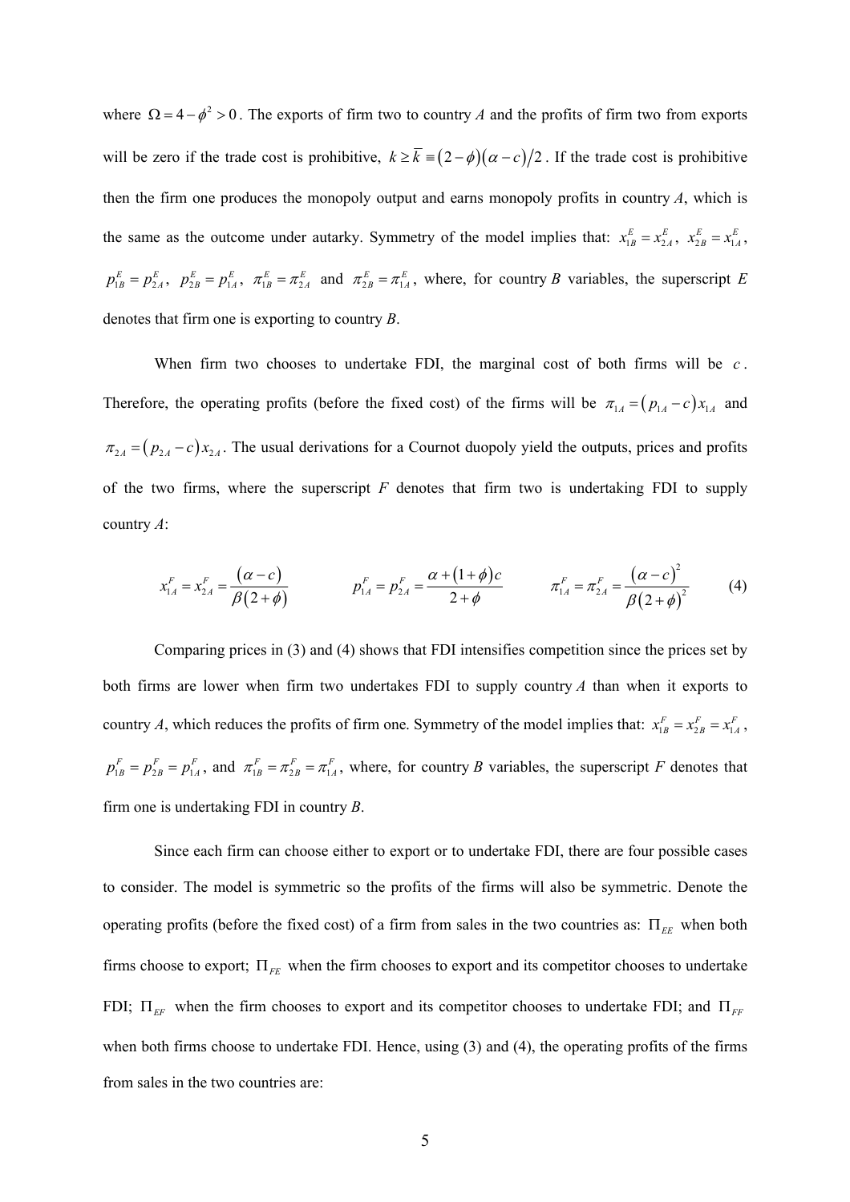where $\Omega = 4 - \phi^2 > 0$. The exports of firm two to country *A* and the profits of firm two from exports will be zero if the trade cost is prohibitive, $k \geq \bar{k} \equiv (2-\phi)(\alpha - c)/2$. If the trade cost is prohibitive then the firm one produces the monopoly output and earns monopoly profits in country *A*, which is the same as the outcome under autarky. Symmetry of the model implies that: $x_{1B}^E = x_{2A}^E$, $x_{2B}^E = x_{1A}^E$, $p_{1B}^E = p_{2A}^E$, $p_{2B}^E = p_{1A}^E$, $\pi_{1B}^E = \pi_{2A}^E$ and $\pi_{2B}^E = \pi_{1A}^E$, where, for country *B* variables, the superscript *E* denotes that firm one is exporting to country *B*.

When firm two chooses to undertake FDI, the marginal cost of both firms will be $c$. Therefore, the operating profits (before the fixed cost) of the firms will be $\pi_{1A} = (p_{1A} - c)x_{1A}$ and $\pi_{2A} = (p_{2A} - c)x_{2A}$. The usual derivations for a Cournot duopoly yield the outputs, prices and profits of the two firms, where the superscript *F* denotes that firm two is undertaking FDI to supply country *A*:

$$x_{1A}^F = x_{2A}^F = \frac{(\alpha - c)}{\beta(2+\phi)} \qquad p_{1A}^F = p_{2A}^F = \frac{\alpha + (1+\phi)c}{2+\phi} \qquad \pi_{1A}^F = \pi_{2A}^F = \frac{(\alpha - c)^2}{\beta(2+\phi)^2} \tag{4}$$

Comparing prices in (3) and (4) shows that FDI intensifies competition since the prices set by both firms are lower when firm two undertakes FDI to supply country *A* than when it exports to country *A*, which reduces the profits of firm one. Symmetry of the model implies that: $x_{1B}^F = x_{2B}^F = x_{1A}^F$, $p_{1B}^F = p_{2B}^F = p_{1A}^F$, and $\pi_{1B}^F = \pi_{2B}^F = \pi_{1A}^F$, where, for country *B* variables, the superscript *F* denotes that firm one is undertaking FDI in country *B*.

Since each firm can choose either to export or to undertake FDI, there are four possible cases to consider. The model is symmetric so the profits of the firms will also be symmetric. Denote the operating profits (before the fixed cost) of a firm from sales in the two countries as: $\Pi_{EE}$ when both firms choose to export; $\Pi_{FE}$ when the firm chooses to export and its competitor chooses to undertake FDI; $\Pi_{EF}$ when the firm chooses to export and its competitor chooses to undertake FDI; and $\Pi_{FF}$ when both firms choose to undertake FDI. Hence, using (3) and (4), the operating profits of the firms from sales in the two countries are: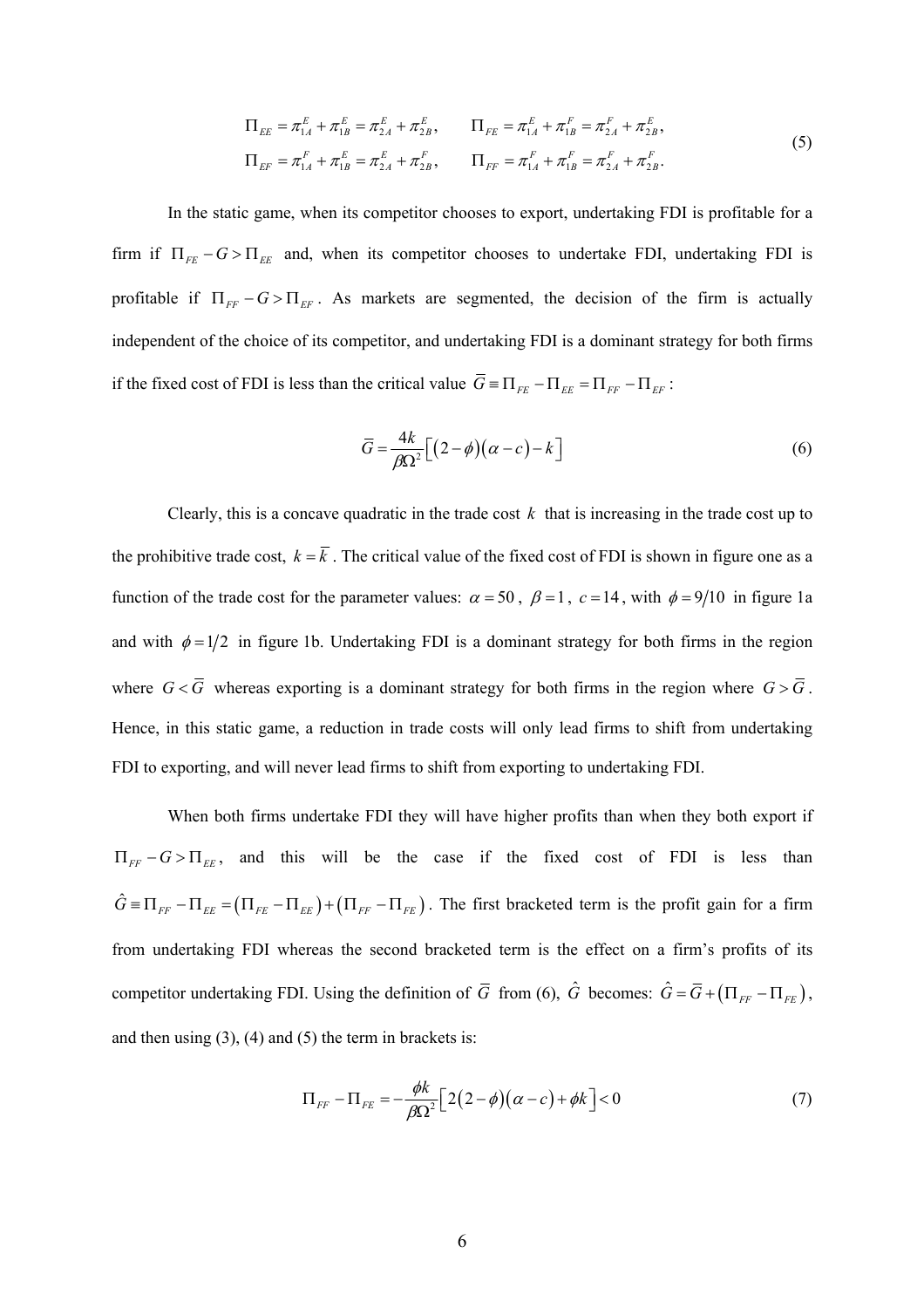$$
\begin{aligned}
\Pi_{EE} &= \pi_{1A}^{E} + \pi_{1B}^{E} = \pi_{2A}^{E} + \pi_{2B}^{E}, \qquad \Pi_{FE} = \pi_{1A}^{E} + \pi_{1B}^{F} = \pi_{2A}^{F} + \pi_{2B}^{E}, \\
\Pi_{EF} &= \pi_{1A}^{F} + \pi_{1B}^{E} = \pi_{2A}^{E} + \pi_{2B}^{F}, \qquad \Pi_{FF} = \pi_{1A}^{F} + \pi_{1B}^{F} = \pi_{2A}^{F} + \pi_{2B}^{F}.
\end{aligned}
\tag{5}
$$

In the static game, when its competitor chooses to export, undertaking FDI is profitable for a firm if $\Pi_{FE} - G > \Pi_{EE}$ and, when its competitor chooses to undertake FDI, undertaking FDI is profitable if $\Pi_{FF} - G > \Pi_{EF}$. As markets are segmented, the decision of the firm is actually independent of the choice of its competitor, and undertaking FDI is a dominant strategy for both firms if the fixed cost of FDI is less than the critical value $\bar{G} \equiv \Pi_{FE} - \Pi_{EE} = \Pi_{FF} - \Pi_{EF}$:

$$
\bar{G} = \frac{4k}{\beta\Omega^2}\left[(2-\phi)(\alpha - c) - k\right] \tag{6}
$$

Clearly, this is a concave quadratic in the trade cost $k$ that is increasing in the trade cost up to the prohibitive trade cost, $k = \bar{k}$. The critical value of the fixed cost of FDI is shown in figure one as a function of the trade cost for the parameter values: $\alpha = 50$, $\beta = 1$, $c = 14$, with $\phi = 9/10$ in figure 1a and with $\phi = 1/2$ in figure 1b. Undertaking FDI is a dominant strategy for both firms in the region where $G < \bar{G}$ whereas exporting is a dominant strategy for both firms in the region where $G > \bar{G}$. Hence, in this static game, a reduction in trade costs will only lead firms to shift from undertaking FDI to exporting, and will never lead firms to shift from exporting to undertaking FDI.

When both firms undertake FDI they will have higher profits than when they both export if $\Pi_{FF} - G > \Pi_{EE}$, and this will be the case if the fixed cost of FDI is less than $\hat{G} \equiv \Pi_{FF} - \Pi_{EE} = (\Pi_{FE} - \Pi_{EE}) + (\Pi_{FF} - \Pi_{FE})$. The first bracketed term is the profit gain for a firm from undertaking FDI whereas the second bracketed term is the effect on a firm's profits of its competitor undertaking FDI. Using the definition of $\bar{G}$ from (6), $\hat{G}$ becomes: $\hat{G} = \bar{G} + (\Pi_{FF} - \Pi_{FE})$, and then using (3), (4) and (5) the term in brackets is:

$$
\Pi_{FF} - \Pi_{FE} = -\frac{\phi k}{\beta\Omega^2}\left[2(2-\phi)(\alpha - c) + \phi k\right] < 0 \tag{7}
$$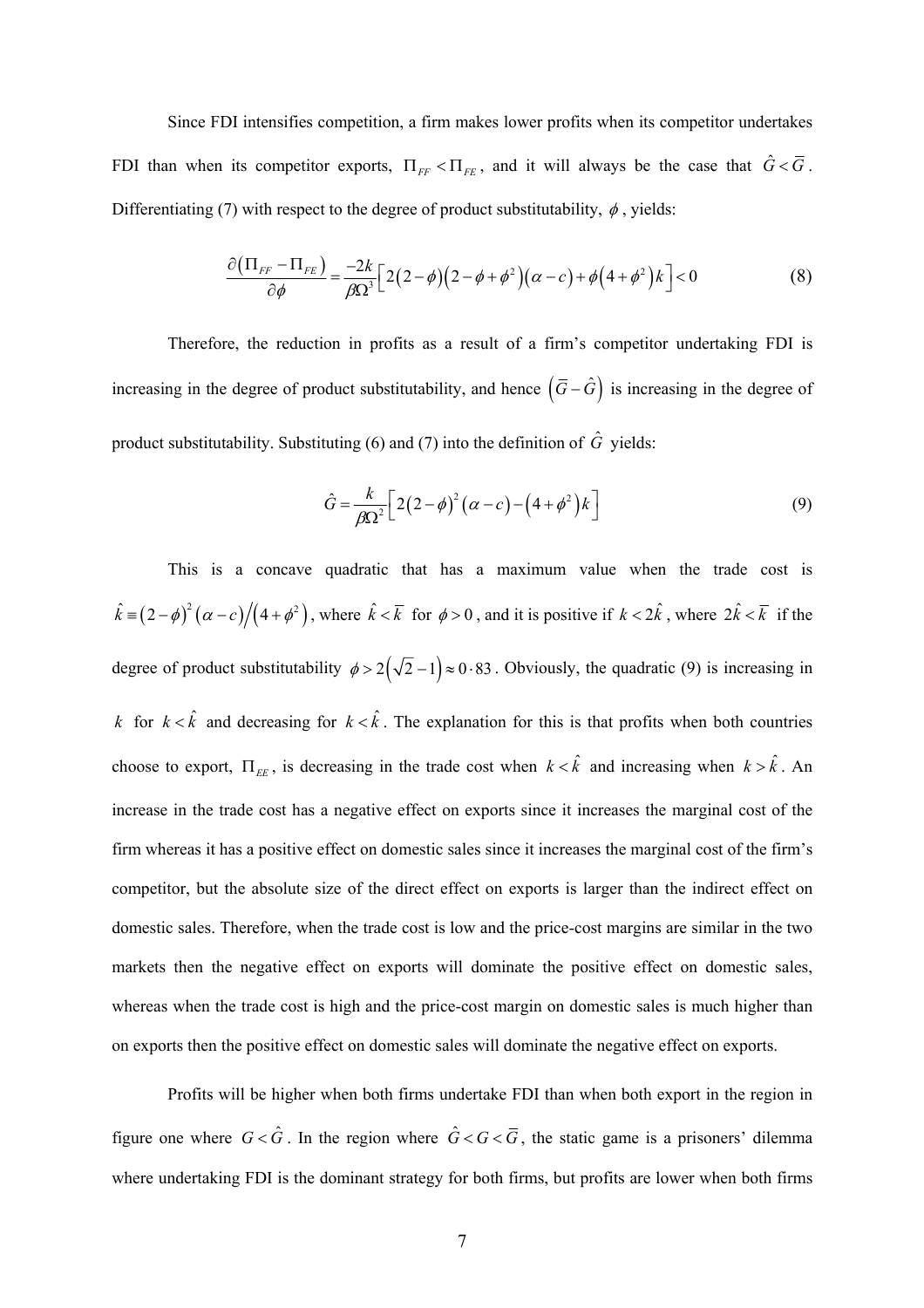Since FDI intensifies competition, a firm makes lower profits when its competitor undertakes FDI than when its competitor exports, $\Pi_{FF} < \Pi_{FE}$, and it will always be the case that $\hat{G} < \bar{G}$. Differentiating (7) with respect to the degree of product substitutability, $\phi$, yields:

$$\frac{\partial\left(\Pi_{FF} - \Pi_{FE}\right)}{\partial \phi} = \frac{-2k}{\beta\Omega^3}\left[2\left(2-\phi\right)\left(2-\phi+\phi^2\right)\left(\alpha - c\right) + \phi\left(4+\phi^2\right)k\right] < 0 \tag{8}$$

Therefore, the reduction in profits as a result of a firm's competitor undertaking FDI is increasing in the degree of product substitutability, and hence $\left(\bar{G} - \hat{G}\right)$ is increasing in the degree of product substitutability. Substituting (6) and (7) into the definition of $\hat{G}$ yields:

$$\hat{G} = \frac{k}{\beta\Omega^2}\left[2\left(2-\phi\right)^2\left(\alpha - c\right) - \left(4+\phi^2\right)k\right] \tag{9}$$

This is a concave quadratic that has a maximum value when the trade cost is $\hat{k} \equiv \left(2-\phi\right)^2\left(\alpha - c\right)\big/\left(4+\phi^2\right)$, where $\hat{k} < \bar{k}$ for $\phi > 0$, and it is positive if $k < 2\hat{k}$, where $2\hat{k} < \bar{k}$ if the degree of product substitutability $\phi > 2\left(\sqrt{2}-1\right) \approx 0 \cdot 83$. Obviously, the quadratic (9) is increasing in $k$ for $k < \hat{k}$ and decreasing for $k < \hat{k}$. The explanation for this is that profits when both countries choose to export, $\Pi_{EE}$, is decreasing in the trade cost when $k < \hat{k}$ and increasing when $k > \hat{k}$. An increase in the trade cost has a negative effect on exports since it increases the marginal cost of the firm whereas it has a positive effect on domestic sales since it increases the marginal cost of the firm's competitor, but the absolute size of the direct effect on exports is larger than the indirect effect on domestic sales. Therefore, when the trade cost is low and the price-cost margins are similar in the two markets then the negative effect on exports will dominate the positive effect on domestic sales, whereas when the trade cost is high and the price-cost margin on domestic sales is much higher than on exports then the positive effect on domestic sales will dominate the negative effect on exports.

Profits will be higher when both firms undertake FDI than when both export in the region in figure one where $G < \hat{G}$. In the region where $\hat{G} < G < \bar{G}$, the static game is a prisoners' dilemma where undertaking FDI is the dominant strategy for both firms, but profits are lower when both firms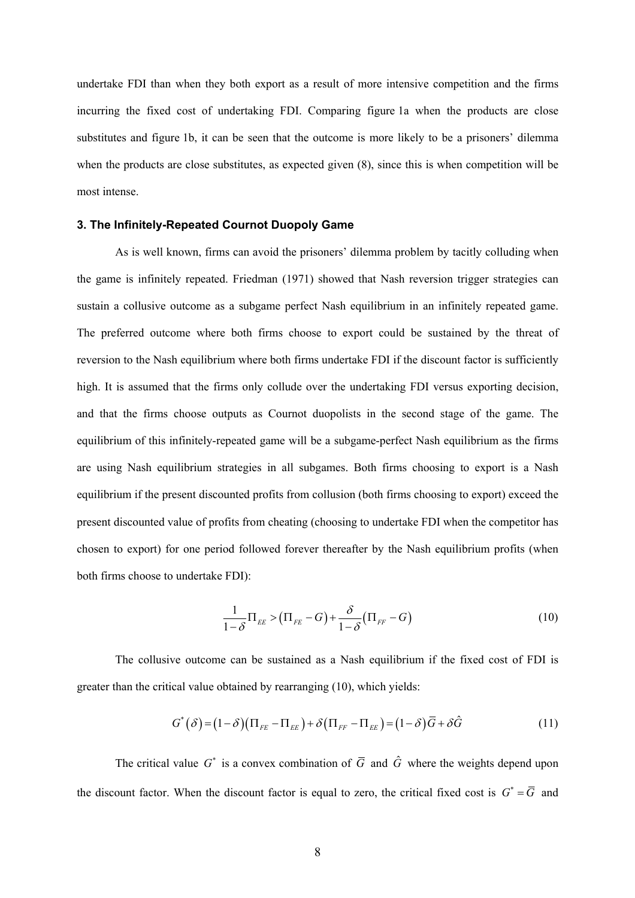undertake FDI than when they both export as a result of more intensive competition and the firms incurring the fixed cost of undertaking FDI. Comparing figure 1a when the products are close substitutes and figure 1b, it can be seen that the outcome is more likely to be a prisoners' dilemma when the products are close substitutes, as expected given (8), since this is when competition will be most intense.

### 3. The Infinitely-Repeated Cournot Duopoly Game

As is well known, firms can avoid the prisoners' dilemma problem by tacitly colluding when the game is infinitely repeated. Friedman (1971) showed that Nash reversion trigger strategies can sustain a collusive outcome as a subgame perfect Nash equilibrium in an infinitely repeated game. The preferred outcome where both firms choose to export could be sustained by the threat of reversion to the Nash equilibrium where both firms undertake FDI if the discount factor is sufficiently high. It is assumed that the firms only collude over the undertaking FDI versus exporting decision, and that the firms choose outputs as Cournot duopolists in the second stage of the game. The equilibrium of this infinitely-repeated game will be a subgame-perfect Nash equilibrium as the firms are using Nash equilibrium strategies in all subgames. Both firms choosing to export is a Nash equilibrium if the present discounted profits from collusion (both firms choosing to export) exceed the present discounted value of profits from cheating (choosing to undertake FDI when the competitor has chosen to export) for one period followed forever thereafter by the Nash equilibrium profits (when both firms choose to undertake FDI):

$$\frac{1}{1-\delta}\Pi_{EE} > \left(\Pi_{FE} - G\right) + \frac{\delta}{1-\delta}\left(\Pi_{FF} - G\right) \tag{10}$$

The collusive outcome can be sustained as a Nash equilibrium if the fixed cost of FDI is greater than the critical value obtained by rearranging (10), which yields:

$$G^{*}\left(\delta\right) = \left(1-\delta\right)\left(\Pi_{FE} - \Pi_{EE}\right) + \delta\left(\Pi_{FF} - \Pi_{EE}\right) = \left(1-\delta\right)\overline{G} + \delta\hat{G} \tag{11}$$

The critical value $G^{*}$ is a convex combination of $\overline{G}$ and $\hat{G}$ where the weights depend upon the discount factor. When the discount factor is equal to zero, the critical fixed cost is $G^{*} = \overline{G}$ and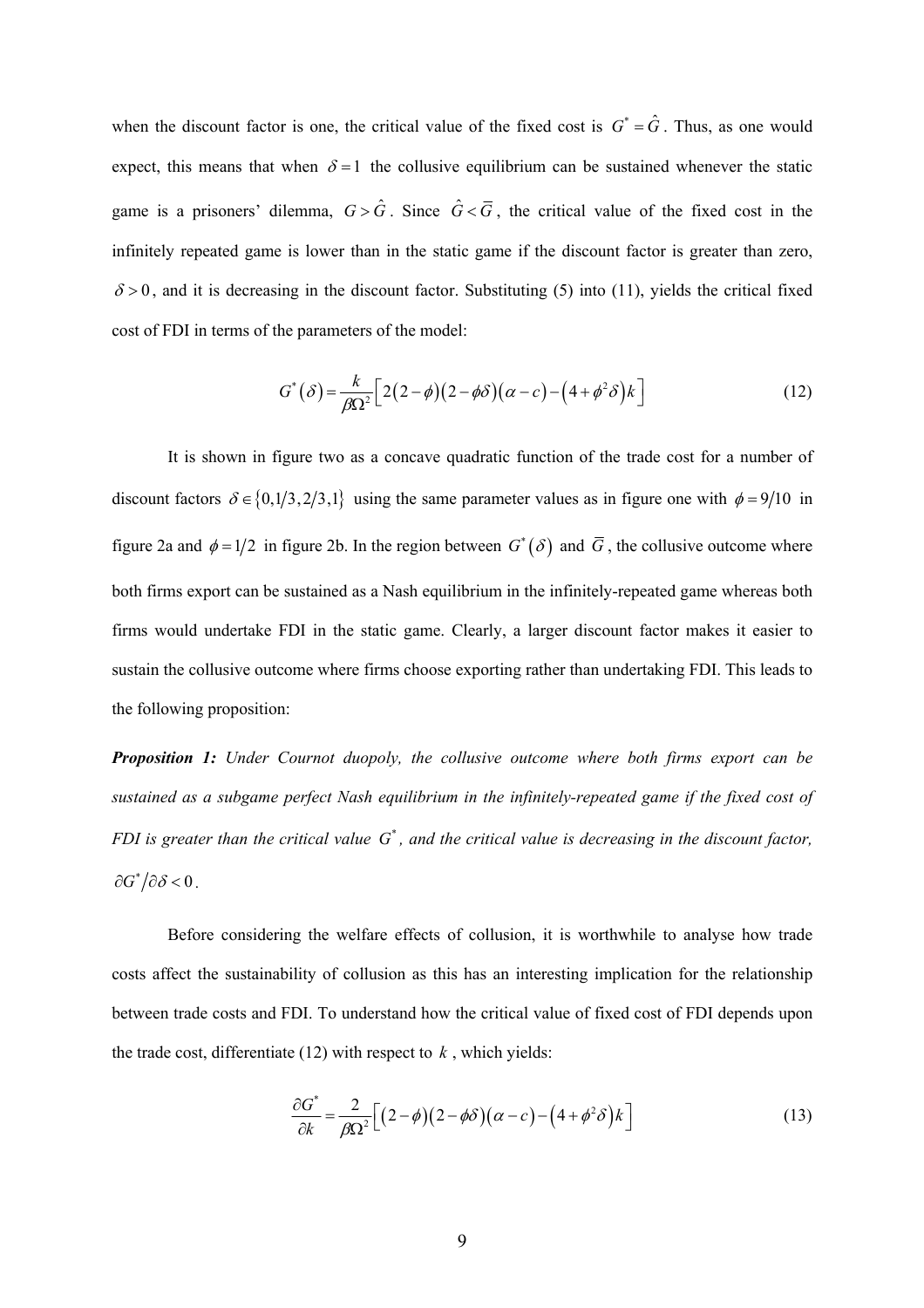when the discount factor is one, the critical value of the fixed cost is $G^* = \hat{G}$. Thus, as one would expect, this means that when $\delta = 1$ the collusive equilibrium can be sustained whenever the static game is a prisoners' dilemma, $G > \hat{G}$. Since $\hat{G} < \overline{G}$, the critical value of the fixed cost in the infinitely repeated game is lower than in the static game if the discount factor is greater than zero, $\delta > 0$, and it is decreasing in the discount factor. Substituting (5) into (11), yields the critical fixed cost of FDI in terms of the parameters of the model:

$$G^*(\delta) = \frac{k}{\beta\Omega^2}\left[2(2-\phi)(2-\phi\delta)(\alpha - c) - (4+\phi^2\delta)k\right] \tag{12}$$

It is shown in figure two as a concave quadratic function of the trade cost for a number of discount factors $\delta \in \{0, 1/3, 2/3, 1\}$ using the same parameter values as in figure one with $\phi = 9/10$ in figure 2a and $\phi = 1/2$ in figure 2b. In the region between $G^*(\delta)$ and $\overline{G}$, the collusive outcome where both firms export can be sustained as a Nash equilibrium in the infinitely-repeated game whereas both firms would undertake FDI in the static game. Clearly, a larger discount factor makes it easier to sustain the collusive outcome where firms choose exporting rather than undertaking FDI. This leads to the following proposition:

***Proposition 1:*** *Under Cournot duopoly, the collusive outcome where both firms export can be sustained as a subgame perfect Nash equilibrium in the infinitely-repeated game if the fixed cost of FDI is greater than the critical value* $G^*$*, and the critical value is decreasing in the discount factor,* $\partial G^*/\partial\delta < 0$.

Before considering the welfare effects of collusion, it is worthwhile to analyse how trade costs affect the sustainability of collusion as this has an interesting implication for the relationship between trade costs and FDI. To understand how the critical value of fixed cost of FDI depends upon the trade cost, differentiate (12) with respect to $k$, which yields:

$$\frac{\partial G^*}{\partial k} = \frac{2}{\beta\Omega^2}\left[(2-\phi)(2-\phi\delta)(\alpha - c) - (4+\phi^2\delta)k\right] \tag{13}$$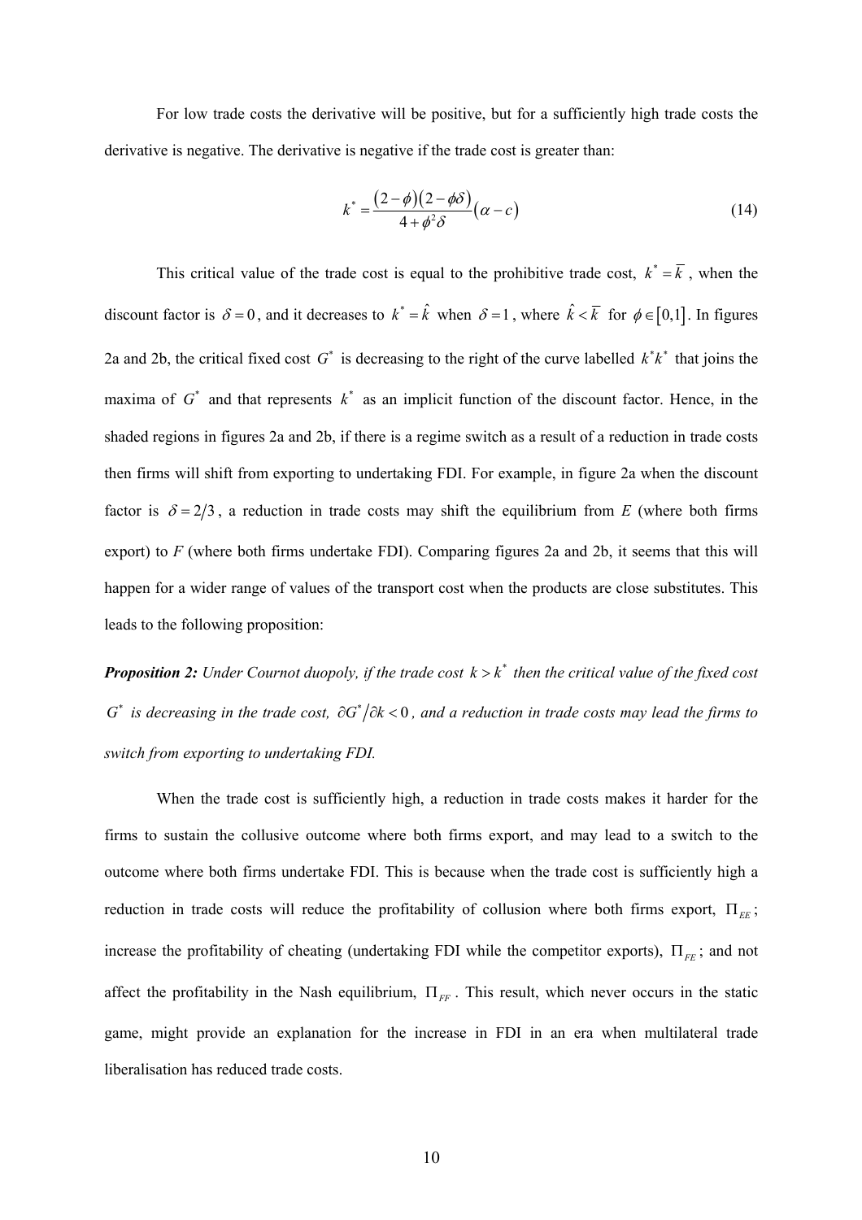For low trade costs the derivative will be positive, but for a sufficiently high trade costs the derivative is negative. The derivative is negative if the trade cost is greater than:

$$k^* = \frac{(2-\phi)(2-\phi\delta)}{4+\phi^2\delta}(\alpha - c) \tag{14}$$

This critical value of the trade cost is equal to the prohibitive trade cost, $k^* = \bar{k}$, when the discount factor is $\delta = 0$, and it decreases to $k^* = \hat{k}$ when $\delta = 1$, where $\hat{k} < \bar{k}$ for $\phi \in [0,1]$. In figures 2a and 2b, the critical fixed cost $G^*$ is decreasing to the right of the curve labelled $k^*k^*$ that joins the maxima of $G^*$ and that represents $k^*$ as an implicit function of the discount factor. Hence, in the shaded regions in figures 2a and 2b, if there is a regime switch as a result of a reduction in trade costs then firms will shift from exporting to undertaking FDI. For example, in figure 2a when the discount factor is $\delta = 2/3$, a reduction in trade costs may shift the equilibrium from *E* (where both firms export) to *F* (where both firms undertake FDI). Comparing figures 2a and 2b, it seems that this will happen for a wider range of values of the transport cost when the products are close substitutes. This leads to the following proposition:

***Proposition 2:*** *Under Cournot duopoly, if the trade cost $k > k^*$ then the critical value of the fixed cost $G^*$ is decreasing in the trade cost, $\partial G^* / \partial k < 0$, and a reduction in trade costs may lead the firms to switch from exporting to undertaking FDI.*

When the trade cost is sufficiently high, a reduction in trade costs makes it harder for the firms to sustain the collusive outcome where both firms export, and may lead to a switch to the outcome where both firms undertake FDI. This is because when the trade cost is sufficiently high a reduction in trade costs will reduce the profitability of collusion where both firms export, $\Pi_{EE}$; increase the profitability of cheating (undertaking FDI while the competitor exports), $\Pi_{FE}$; and not affect the profitability in the Nash equilibrium, $\Pi_{FF}$. This result, which never occurs in the static game, might provide an explanation for the increase in FDI in an era when multilateral trade liberalisation has reduced trade costs.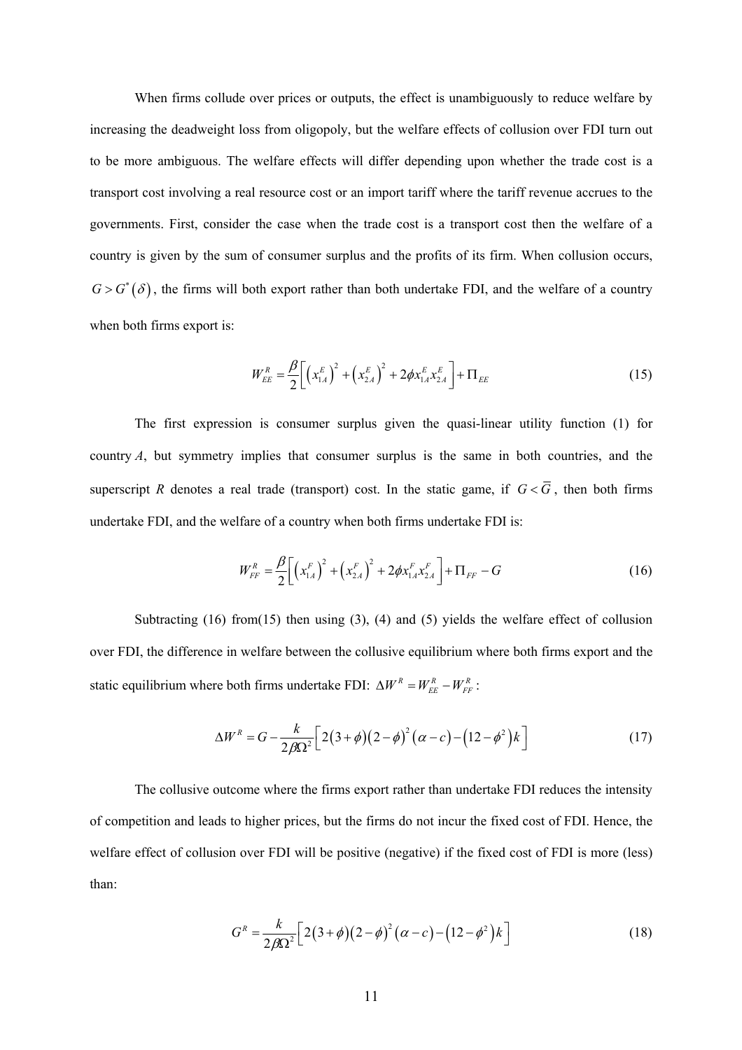When firms collude over prices or outputs, the effect is unambiguously to reduce welfare by increasing the deadweight loss from oligopoly, but the welfare effects of collusion over FDI turn out to be more ambiguous. The welfare effects will differ depending upon whether the trade cost is a transport cost involving a real resource cost or an import tariff where the tariff revenue accrues to the governments. First, consider the case when the trade cost is a transport cost then the welfare of a country is given by the sum of consumer surplus and the profits of its firm. When collusion occurs, $G > G^*(\delta)$, the firms will both export rather than both undertake FDI, and the welfare of a country when both firms export is:

$$W_{EE}^{R} = \frac{\beta}{2}\left[\left(x_{1A}^{E}\right)^{2} + \left(x_{2A}^{E}\right)^{2} + 2\phi x_{1A}^{E} x_{2A}^{E}\right] + \Pi_{EE} \tag{15}$$

The first expression is consumer surplus given the quasi-linear utility function (1) for country $A$, but symmetry implies that consumer surplus is the same in both countries, and the superscript $R$ denotes a real trade (transport) cost. In the static game, if $G < \overline{G}$, then both firms undertake FDI, and the welfare of a country when both firms undertake FDI is:

$$W_{FF}^{R} = \frac{\beta}{2}\left[\left(x_{1A}^{F}\right)^{2} + \left(x_{2A}^{F}\right)^{2} + 2\phi x_{1A}^{F} x_{2A}^{F}\right] + \Pi_{FF} - G \tag{16}$$

Subtracting (16) from(15) then using (3), (4) and (5) yields the welfare effect of collusion over FDI, the difference in welfare between the collusive equilibrium where both firms export and the static equilibrium where both firms undertake FDI: $\Delta W^{R} = W_{EE}^{R} - W_{FF}^{R}$:

$$\Delta W^{R} = G - \frac{k}{2\beta\Omega^{2}}\left[2\left(3+\phi\right)\left(2-\phi\right)^{2}\left(\alpha - c\right) - \left(12-\phi^{2}\right)k\right] \tag{17}$$

The collusive outcome where the firms export rather than undertake FDI reduces the intensity of competition and leads to higher prices, but the firms do not incur the fixed cost of FDI. Hence, the welfare effect of collusion over FDI will be positive (negative) if the fixed cost of FDI is more (less) than:

$$G^{R} = \frac{k}{2\beta\Omega^{2}}\left[2\left(3+\phi\right)\left(2-\phi\right)^{2}\left(\alpha - c\right) - \left(12-\phi^{2}\right)k\right] \tag{18}$$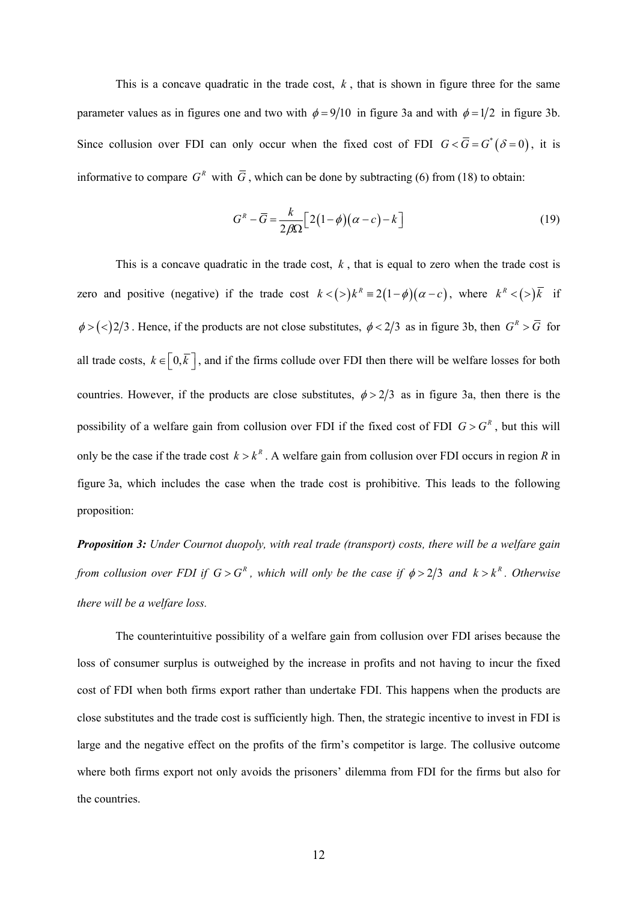This is a concave quadratic in the trade cost, $k$, that is shown in figure three for the same parameter values as in figures one and two with $\phi = 9/10$ in figure 3a and with $\phi = 1/2$ in figure 3b. Since collusion over FDI can only occur when the fixed cost of FDI $G < \overline{G} = G^*(\delta = 0)$, it is informative to compare $G^R$ with $\overline{G}$, which can be done by subtracting (6) from (18) to obtain:

$$G^R - \overline{G} = \frac{k}{2\beta\Omega}\left[2(1-\phi)(\alpha - c) - k\right] \tag{19}$$

This is a concave quadratic in the trade cost, $k$, that is equal to zero when the trade cost is zero and positive (negative) if the trade cost $k < (>) k^R \equiv 2(1-\phi)(\alpha - c)$, where $k^R < (>) \overline{k}$ if $\phi > (<) 2/3$. Hence, if the products are not close substitutes, $\phi < 2/3$ as in figure 3b, then $G^R > \overline{G}$ for all trade costs, $k \in \left[0, \overline{k}\right]$, and if the firms collude over FDI then there will be welfare losses for both countries. However, if the products are close substitutes, $\phi > 2/3$ as in figure 3a, then there is the possibility of a welfare gain from collusion over FDI if the fixed cost of FDI $G > G^R$, but this will only be the case if the trade cost $k > k^R$. A welfare gain from collusion over FDI occurs in region *R* in figure 3a, which includes the case when the trade cost is prohibitive. This leads to the following proposition:

***Proposition 3:*** *Under Cournot duopoly, with real trade (transport) costs, there will be a welfare gain from collusion over FDI if $G > G^R$, which will only be the case if $\phi > 2/3$ and $k > k^R$. Otherwise there will be a welfare loss.*

The counterintuitive possibility of a welfare gain from collusion over FDI arises because the loss of consumer surplus is outweighed by the increase in profits and not having to incur the fixed cost of FDI when both firms export rather than undertake FDI. This happens when the products are close substitutes and the trade cost is sufficiently high. Then, the strategic incentive to invest in FDI is large and the negative effect on the profits of the firm's competitor is large. The collusive outcome where both firms export not only avoids the prisoners' dilemma from FDI for the firms but also for the countries.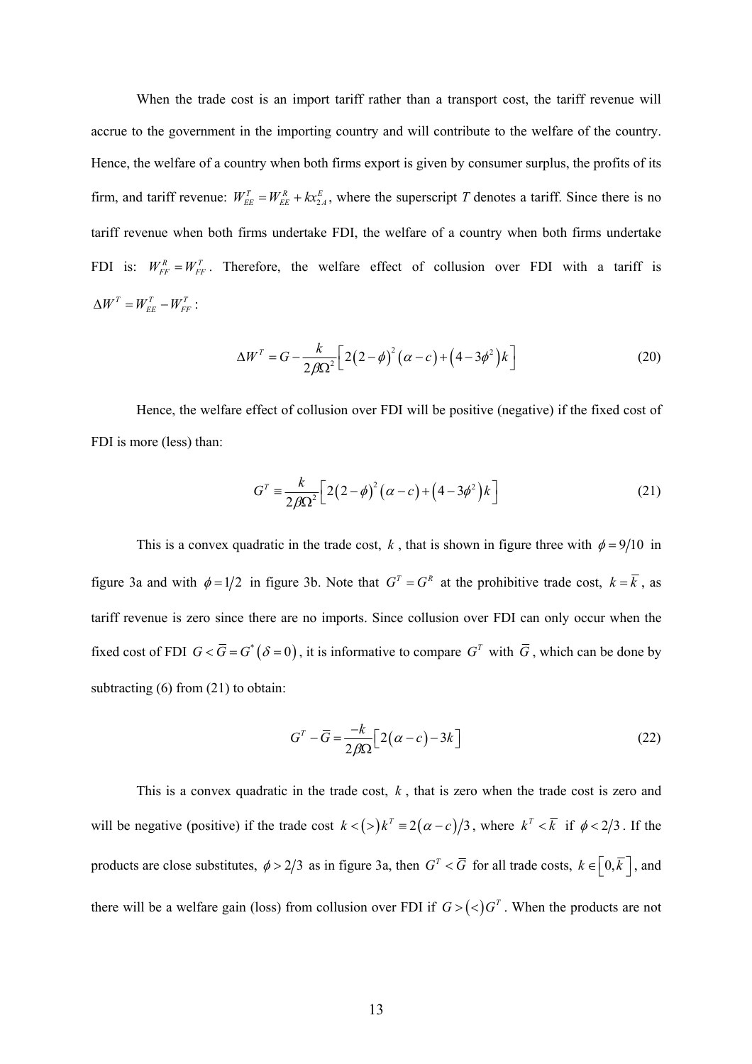When the trade cost is an import tariff rather than a transport cost, the tariff revenue will accrue to the government in the importing country and will contribute to the welfare of the country. Hence, the welfare of a country when both firms export is given by consumer surplus, the profits of its firm, and tariff revenue: $W_{EE}^{T} = W_{EE}^{R} + kx_{2A}^{E}$, where the superscript $T$ denotes a tariff. Since there is no tariff revenue when both firms undertake FDI, the welfare of a country when both firms undertake FDI is: $W_{FF}^{R} = W_{FF}^{T}$. Therefore, the welfare effect of collusion over FDI with a tariff is $\Delta W^{T} = W_{EE}^{T} - W_{FF}^{T}$:

$$\Delta W^{T} = G - \frac{k}{2\beta\Omega^{2}}\left[2(2-\phi)^{2}(\alpha - c) + (4 - 3\phi^{2})k\right] \tag{20}$$

Hence, the welfare effect of collusion over FDI will be positive (negative) if the fixed cost of FDI is more (less) than:

$$G^{T} \equiv \frac{k}{2\beta\Omega^{2}}\left[2(2-\phi)^{2}(\alpha - c) + (4 - 3\phi^{2})k\right] \tag{21}$$

This is a convex quadratic in the trade cost, $k$, that is shown in figure three with $\phi = 9/10$ in figure 3a and with $\phi = 1/2$ in figure 3b. Note that $G^{T} = G^{R}$ at the prohibitive trade cost, $k = \bar{k}$, as tariff revenue is zero since there are no imports. Since collusion over FDI can only occur when the fixed cost of FDI $G < \bar{G} = G^{*}(\delta = 0)$, it is informative to compare $G^{T}$ with $\bar{G}$, which can be done by subtracting (6) from (21) to obtain:

$$G^{T} - \bar{G} = \frac{-k}{2\beta\Omega}\left[2(\alpha - c) - 3k\right] \tag{22}$$

This is a convex quadratic in the trade cost, $k$, that is zero when the trade cost is zero and will be negative (positive) if the trade cost $k < (>) k^{T} \equiv 2(\alpha - c)/3$, where $k^{T} < \bar{k}$ if $\phi < 2/3$. If the products are close substitutes, $\phi > 2/3$ as in figure 3a, then $G^{T} < \bar{G}$ for all trade costs, $k \in [0, \bar{k}]$, and there will be a welfare gain (loss) from collusion over FDI if $G > (<) G^{T}$. When the products are not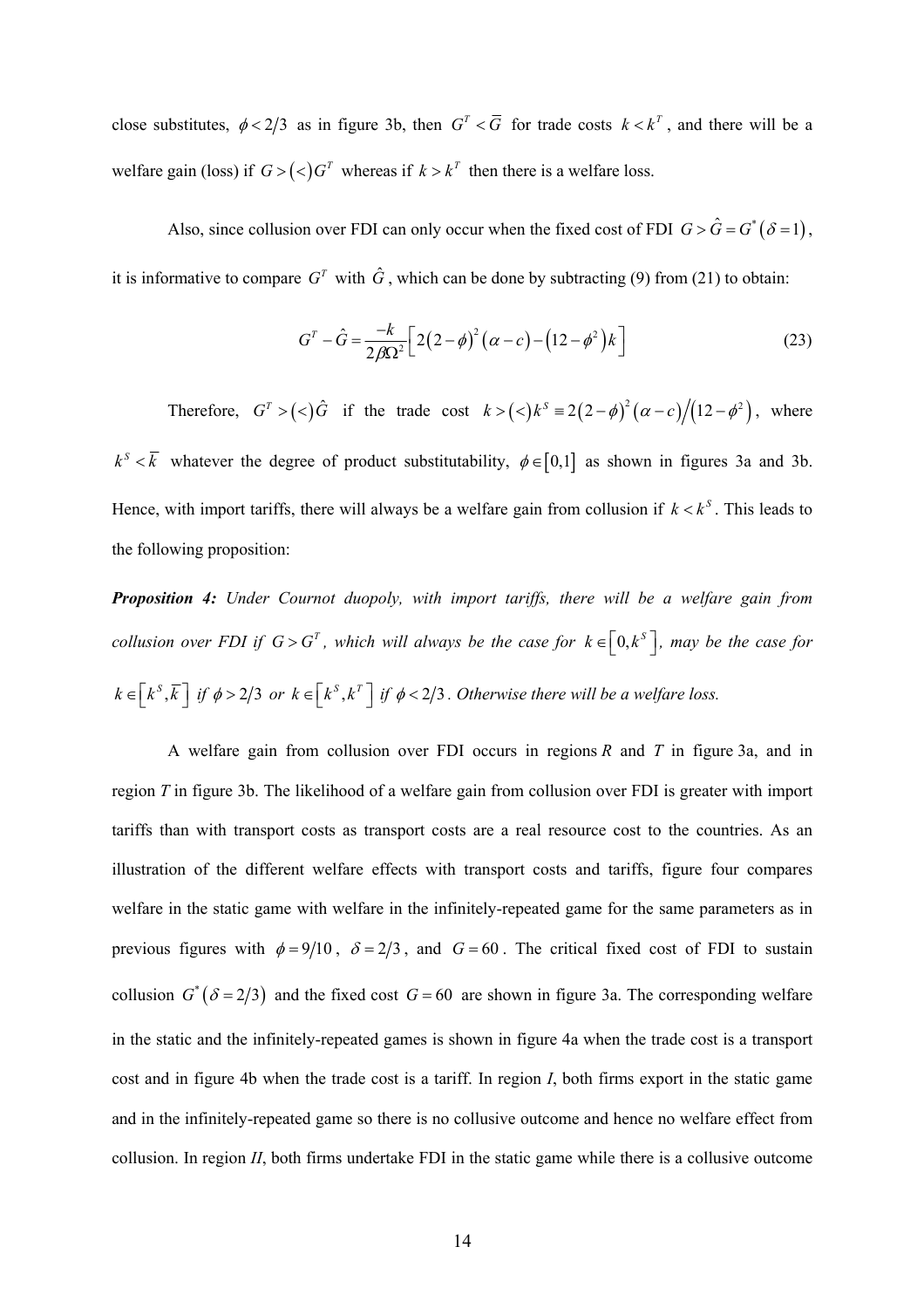close substitutes, $\phi < 2/3$ as in figure 3b, then $G^T < \overline{G}$ for trade costs $k < k^T$, and there will be a welfare gain (loss) if $G > (<) G^T$ whereas if $k > k^T$ then there is a welfare loss.

Also, since collusion over FDI can only occur when the fixed cost of FDI $G > \hat{G} = G^*(\delta = 1)$, it is informative to compare $G^T$ with $\hat{G}$, which can be done by subtracting (9) from (21) to obtain:

$$G^T - \hat{G} = \frac{-k}{2\beta\Omega^2}\left[2(2-\phi)^2(\alpha - c) - (12-\phi^2)k\right] \tag{23}$$

Therefore, $G^T > (<) \hat{G}$ if the trade cost $k > (<) k^S \equiv 2(2-\phi)^2(\alpha - c)\big/(12-\phi^2)$, where $k^S < \overline{k}$ whatever the degree of product substitutability, $\phi \in [0,1]$ as shown in figures 3a and 3b. Hence, with import tariffs, there will always be a welfare gain from collusion if $k < k^S$. This leads to the following proposition:

***Proposition 4:*** *Under Cournot duopoly, with import tariffs, there will be a welfare gain from collusion over FDI if $G > G^T$, which will always be the case for $k \in [0, k^S]$, may be the case for $k \in [k^S, \overline{k}]$ if $\phi > 2/3$ or $k \in [k^S, k^T]$ if $\phi < 2/3$. Otherwise there will be a welfare loss.*

A welfare gain from collusion over FDI occurs in regions *R* and *T* in figure 3a, and in region *T* in figure 3b. The likelihood of a welfare gain from collusion over FDI is greater with import tariffs than with transport costs as transport costs are a real resource cost to the countries. As an illustration of the different welfare effects with transport costs and tariffs, figure four compares welfare in the static game with welfare in the infinitely-repeated game for the same parameters as in previous figures with $\phi = 9/10$, $\delta = 2/3$, and $G = 60$. The critical fixed cost of FDI to sustain collusion $G^*(\delta = 2/3)$ and the fixed cost $G = 60$ are shown in figure 3a. The corresponding welfare in the static and the infinitely-repeated games is shown in figure 4a when the trade cost is a transport cost and in figure 4b when the trade cost is a tariff. In region *I*, both firms export in the static game and in the infinitely-repeated game so there is no collusive outcome and hence no welfare effect from collusion. In region *II*, both firms undertake FDI in the static game while there is a collusive outcome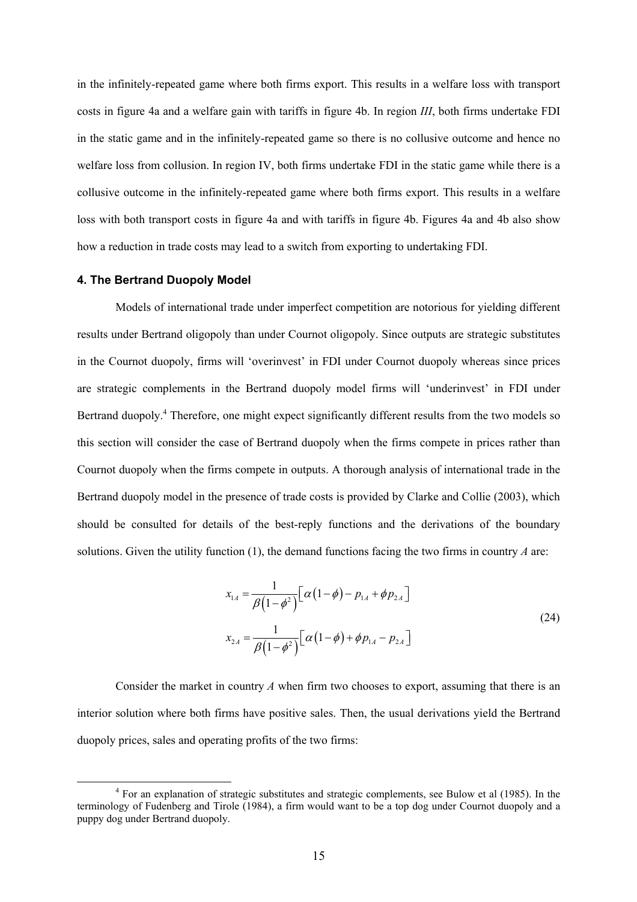in the infinitely-repeated game where both firms export. This results in a welfare loss with transport costs in figure 4a and a welfare gain with tariffs in figure 4b. In region *III*, both firms undertake FDI in the static game and in the infinitely-repeated game so there is no collusive outcome and hence no welfare loss from collusion. In region IV, both firms undertake FDI in the static game while there is a collusive outcome in the infinitely-repeated game where both firms export. This results in a welfare loss with both transport costs in figure 4a and with tariffs in figure 4b. Figures 4a and 4b also show how a reduction in trade costs may lead to a switch from exporting to undertaking FDI.

#### 4. The Bertrand Duopoly Model

Models of international trade under imperfect competition are notorious for yielding different results under Bertrand oligopoly than under Cournot oligopoly. Since outputs are strategic substitutes in the Cournot duopoly, firms will 'overinvest' in FDI under Cournot duopoly whereas since prices are strategic complements in the Bertrand duopoly model firms will 'underinvest' in FDI under Bertrand duopoly.[4] Therefore, one might expect significantly different results from the two models so this section will consider the case of Bertrand duopoly when the firms compete in prices rather than Cournot duopoly when the firms compete in outputs. A thorough analysis of international trade in the Bertrand duopoly model in the presence of trade costs is provided by Clarke and Collie (2003), which should be consulted for details of the best-reply functions and the derivations of the boundary solutions. Given the utility function (1), the demand functions facing the two firms in country *A* are:

$$
\begin{aligned}
x_{1A} &= \frac{1}{\beta\left(1-\phi^2\right)}\left[\alpha\left(1-\phi\right) - p_{1A} + \phi p_{2A}\right] \\
x_{2A} &= \frac{1}{\beta\left(1-\phi^2\right)}\left[\alpha\left(1-\phi\right) + \phi p_{1A} - p_{2A}\right]
\end{aligned}
\tag{24}
$$

Consider the market in country *A* when firm two chooses to export, assuming that there is an interior solution where both firms have positive sales. Then, the usual derivations yield the Bertrand duopoly prices, sales and operating profits of the two firms:

[4] For an explanation of strategic substitutes and strategic complements, see Bulow et al (1985). In the terminology of Fudenberg and Tirole (1984), a firm would want to be a top dog under Cournot duopoly and a puppy dog under Bertrand duopoly.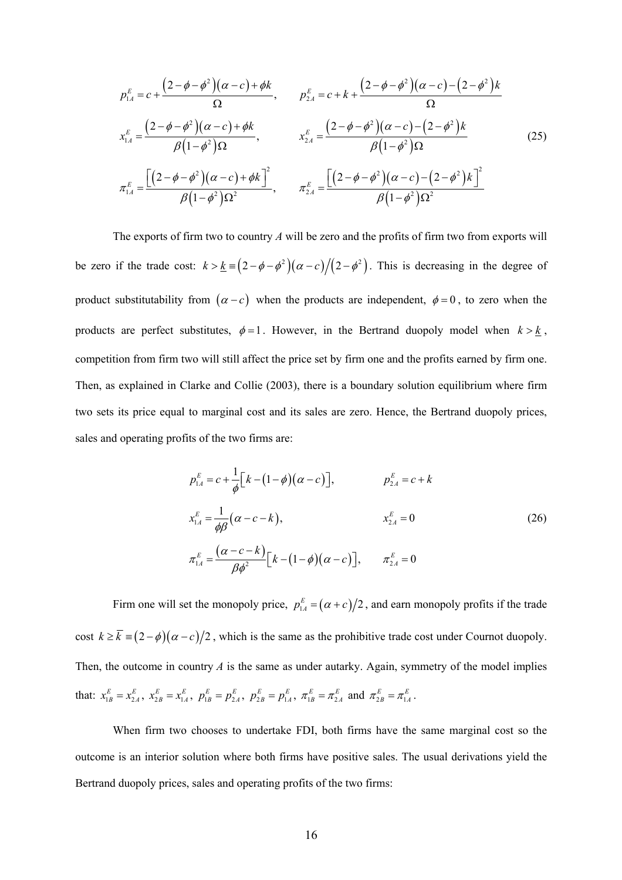$$
\begin{aligned}
p_{1A}^E &= c + \frac{\left(2-\phi-\phi^2\right)\left(\alpha-c\right)+\phi k}{\Omega}, &\quad p_{2A}^E &= c + k + \frac{\left(2-\phi-\phi^2\right)\left(\alpha-c\right)-\left(2-\phi^2\right)k}{\Omega} \\
x_{1A}^E &= \frac{\left(2-\phi-\phi^2\right)\left(\alpha-c\right)+\phi k}{\beta\left(1-\phi^2\right)\Omega}, &\quad x_{2A}^E &= \frac{\left(2-\phi-\phi^2\right)\left(\alpha-c\right)-\left(2-\phi^2\right)k}{\beta\left(1-\phi^2\right)\Omega} \\
\pi_{1A}^E &= \frac{\left[\left(2-\phi-\phi^2\right)\left(\alpha-c\right)+\phi k\right]^2}{\beta\left(1-\phi^2\right)\Omega^2}, &\quad \pi_{2A}^E &= \frac{\left[\left(2-\phi-\phi^2\right)\left(\alpha-c\right)-\left(2-\phi^2\right)k\right]^2}{\beta\left(1-\phi^2\right)\Omega^2}
\end{aligned}
\tag{25}
$$

The exports of firm two to country *A* will be zero and the profits of firm two from exports will be zero if the trade cost: $k > \underline{k} \equiv \left(2-\phi-\phi^2\right)\left(\alpha-c\right)/\left(2-\phi^2\right)$. This is decreasing in the degree of product substitutability from $\left(\alpha-c\right)$ when the products are independent, $\phi=0$, to zero when the products are perfect substitutes, $\phi=1$. However, in the Bertrand duopoly model when $k > \underline{k}$, competition from firm two will still affect the price set by firm one and the profits earned by firm one. Then, as explained in Clarke and Collie (2003), there is a boundary solution equilibrium where firm two sets its price equal to marginal cost and its sales are zero. Hence, the Bertrand duopoly prices, sales and operating profits of the two firms are:

$$
\begin{aligned}
p_{1A}^E &= c + \frac{1}{\phi}\left[k-\left(1-\phi\right)\left(\alpha-c\right)\right], &\quad p_{2A}^E &= c+k \\
x_{1A}^E &= \frac{1}{\phi\beta}\left(\alpha-c-k\right), &\quad x_{2A}^E &= 0 \\
\pi_{1A}^E &= \frac{\left(\alpha-c-k\right)}{\beta\phi^2}\left[k-\left(1-\phi\right)\left(\alpha-c\right)\right], &\quad \pi_{2A}^E &= 0
\end{aligned}
\tag{26}
$$

Firm one will set the monopoly price, $p_{1A}^E = \left(\alpha+c\right)/2$, and earn monopoly profits if the trade cost $k \geq \overline{k} \equiv \left(2-\phi\right)\left(\alpha-c\right)/2$, which is the same as the prohibitive trade cost under Cournot duopoly. Then, the outcome in country *A* is the same as under autarky. Again, symmetry of the model implies that: $x_{1B}^E = x_{2A}^E$, $x_{2B}^E = x_{1A}^E$, $p_{1B}^E = p_{2A}^E$, $p_{2B}^E = p_{1A}^E$, $\pi_{1B}^E = \pi_{2A}^E$ and $\pi_{2B}^E = \pi_{1A}^E$.

When firm two chooses to undertake FDI, both firms have the same marginal cost so the outcome is an interior solution where both firms have positive sales. The usual derivations yield the Bertrand duopoly prices, sales and operating profits of the two firms: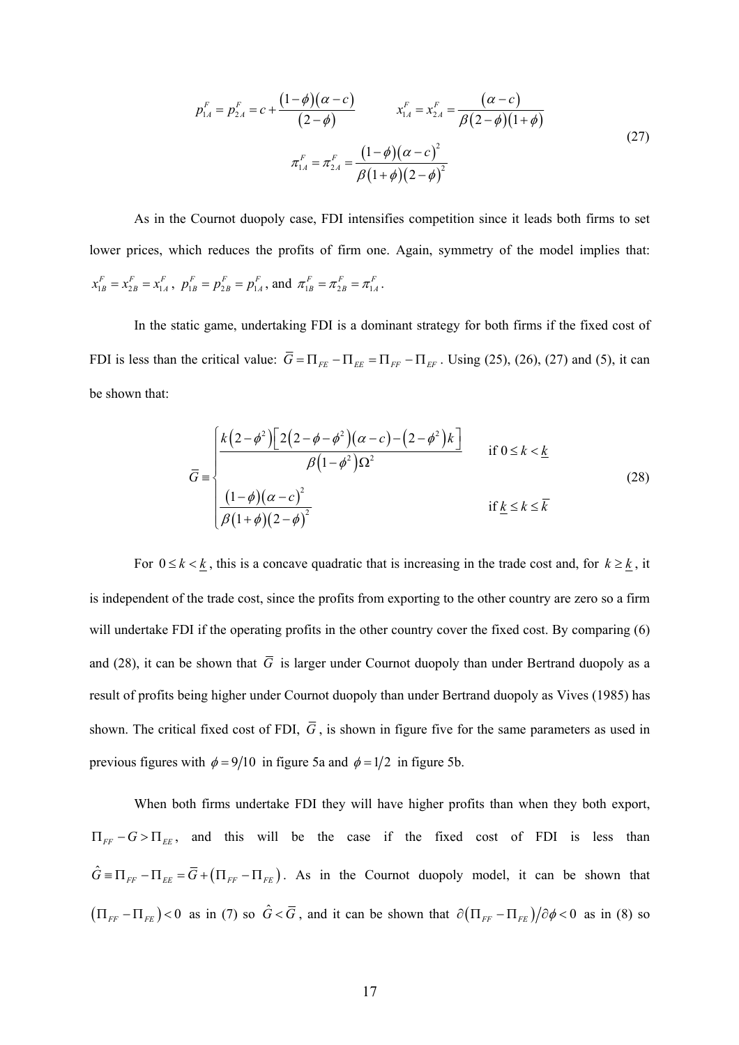$$p_{1A}^F = p_{2A}^F = c + \frac{(1-\phi)(\alpha - c)}{(2-\phi)} \qquad x_{1A}^F = x_{2A}^F = \frac{(\alpha - c)}{\beta(2-\phi)(1+\phi)}$$
$$\pi_{1A}^F = \pi_{2A}^F = \frac{(1-\phi)(\alpha - c)^2}{\beta(1+\phi)(2-\phi)^2} \tag{27}$$

As in the Cournot duopoly case, FDI intensifies competition since it leads both firms to set lower prices, which reduces the profits of firm one. Again, symmetry of the model implies that: $x_{1B}^F = x_{2B}^F = x_{1A}^F$, $p_{1B}^F = p_{2B}^F = p_{1A}^F$, and $\pi_{1B}^F = \pi_{2B}^F = \pi_{1A}^F$.

In the static game, undertaking FDI is a dominant strategy for both firms if the fixed cost of FDI is less than the critical value: $\bar{G} = \Pi_{FE} - \Pi_{EE} = \Pi_{FF} - \Pi_{EF}$. Using (25), (26), (27) and (5), it can be shown that:

$$\bar{G} \equiv \begin{cases} \dfrac{k\left(2-\phi^2\right)\left[2\left(2-\phi-\phi^2\right)(\alpha-c) - \left(2-\phi^2\right)k\right]}{\beta\left(1-\phi^2\right)\Omega^2} & \text{if } 0 \le k < \underline{k} \\[2ex] \dfrac{(1-\phi)(\alpha-c)^2}{\beta(1+\phi)(2-\phi)^2} & \text{if } \underline{k} \le k \le \bar{k} \end{cases} \tag{28}$$

For $0 \le k < \underline{k}$, this is a concave quadratic that is increasing in the trade cost and, for $k \ge \underline{k}$, it is independent of the trade cost, since the profits from exporting to the other country are zero so a firm will undertake FDI if the operating profits in the other country cover the fixed cost. By comparing (6) and (28), it can be shown that $\bar{G}$ is larger under Cournot duopoly than under Bertrand duopoly as a result of profits being higher under Cournot duopoly than under Bertrand duopoly as Vives (1985) has shown. The critical fixed cost of FDI, $\bar{G}$, is shown in figure five for the same parameters as used in previous figures with $\phi = 9/10$ in figure 5a and $\phi = 1/2$ in figure 5b.

When both firms undertake FDI they will have higher profits than when they both export, $\Pi_{FF} - G > \Pi_{EE}$, and this will be the case if the fixed cost of FDI is less than $\hat{G} \equiv \Pi_{FF} - \Pi_{EE} = \bar{G} + \left(\Pi_{FF} - \Pi_{FE}\right)$. As in the Cournot duopoly model, it can be shown that $\left(\Pi_{FF} - \Pi_{FE}\right) < 0$ as in (7) so $\hat{G} < \bar{G}$, and it can be shown that $\partial\left(\Pi_{FF} - \Pi_{FE}\right)/\partial\phi < 0$ as in (8) so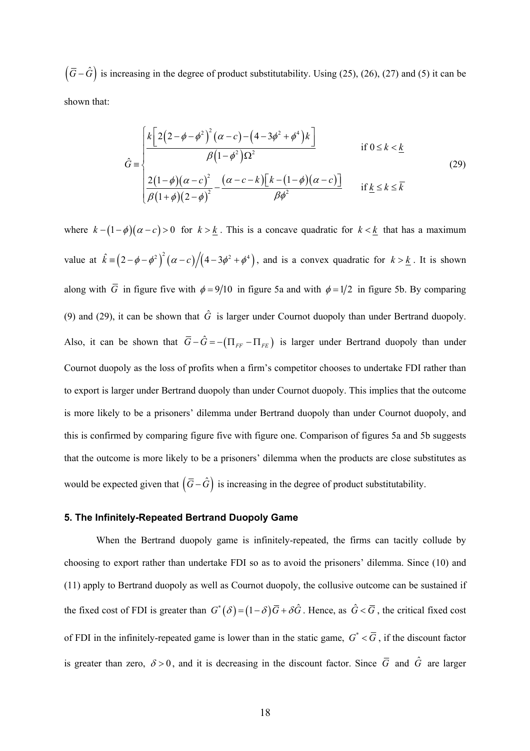$\left(\bar{G}-\hat{G}\right)$ is increasing in the degree of product substitutability. Using (25), (26), (27) and (5) it can be shown that:

$$
\hat{G} \equiv \begin{cases} \dfrac{k\left[2\left(2-\phi-\phi^{2}\right)^{2}\left(\alpha-c\right)-\left(4-3\phi^{2}+\phi^{4}\right)k\right]}{\beta\left(1-\phi^{2}\right)\Omega^{2}} & \text{if } 0 \leq k < \underline{k} \\[2ex] \dfrac{2\left(1-\phi\right)\left(\alpha-c\right)^{2}}{\beta\left(1+\phi\right)\left(2-\phi\right)^{2}} - \dfrac{\left(\alpha-c-k\right)\left[k-\left(1-\phi\right)\left(\alpha-c\right)\right]}{\beta\phi^{2}} & \text{if } \underline{k} \leq k \leq \bar{k} \end{cases} \tag{29}
$$

where $k-\left(1-\phi\right)\left(\alpha-c\right)>0$ for $k>\underline{k}$. This is a concave quadratic for $k<\underline{k}$ that has a maximum value at $\hat{k} \equiv \left(2-\phi-\phi^{2}\right)^{2}\left(\alpha-c\right)\big/\left(4-3\phi^{2}+\phi^{4}\right)$, and is a convex quadratic for $k>\underline{k}$. It is shown along with $\bar{G}$ in figure five with $\phi=9/10$ in figure 5a and with $\phi=1/2$ in figure 5b. By comparing (9) and (29), it can be shown that $\hat{G}$ is larger under Cournot duopoly than under Bertrand duopoly. Also, it can be shown that $\bar{G}-\hat{G}=-\left(\Pi_{FF}-\Pi_{FE}\right)$ is larger under Bertrand duopoly than under Cournot duopoly as the loss of profits when a firm's competitor chooses to undertake FDI rather than to export is larger under Bertrand duopoly than under Cournot duopoly. This implies that the outcome is more likely to be a prisoners' dilemma under Bertrand duopoly than under Cournot duopoly, and this is confirmed by comparing figure five with figure one. Comparison of figures 5a and 5b suggests that the outcome is more likely to be a prisoners' dilemma when the products are close substitutes as would be expected given that $\left(\bar{G}-\hat{G}\right)$ is increasing in the degree of product substitutability.

### 5. The Infinitely-Repeated Bertrand Duopoly Game

When the Bertrand duopoly game is infinitely-repeated, the firms can tacitly collude by choosing to export rather than undertake FDI so as to avoid the prisoners' dilemma. Since (10) and (11) apply to Bertrand duopoly as well as Cournot duopoly, the collusive outcome can be sustained if the fixed cost of FDI is greater than $G^{*}\left(\delta\right)=\left(1-\delta\right)\bar{G}+\delta\hat{G}$. Hence, as $\hat{G}<\bar{G}$, the critical fixed cost of FDI in the infinitely-repeated game is lower than in the static game, $G^{*}<\bar{G}$, if the discount factor is greater than zero, $\delta>0$, and it is decreasing in the discount factor. Since $\bar{G}$ and $\hat{G}$ are larger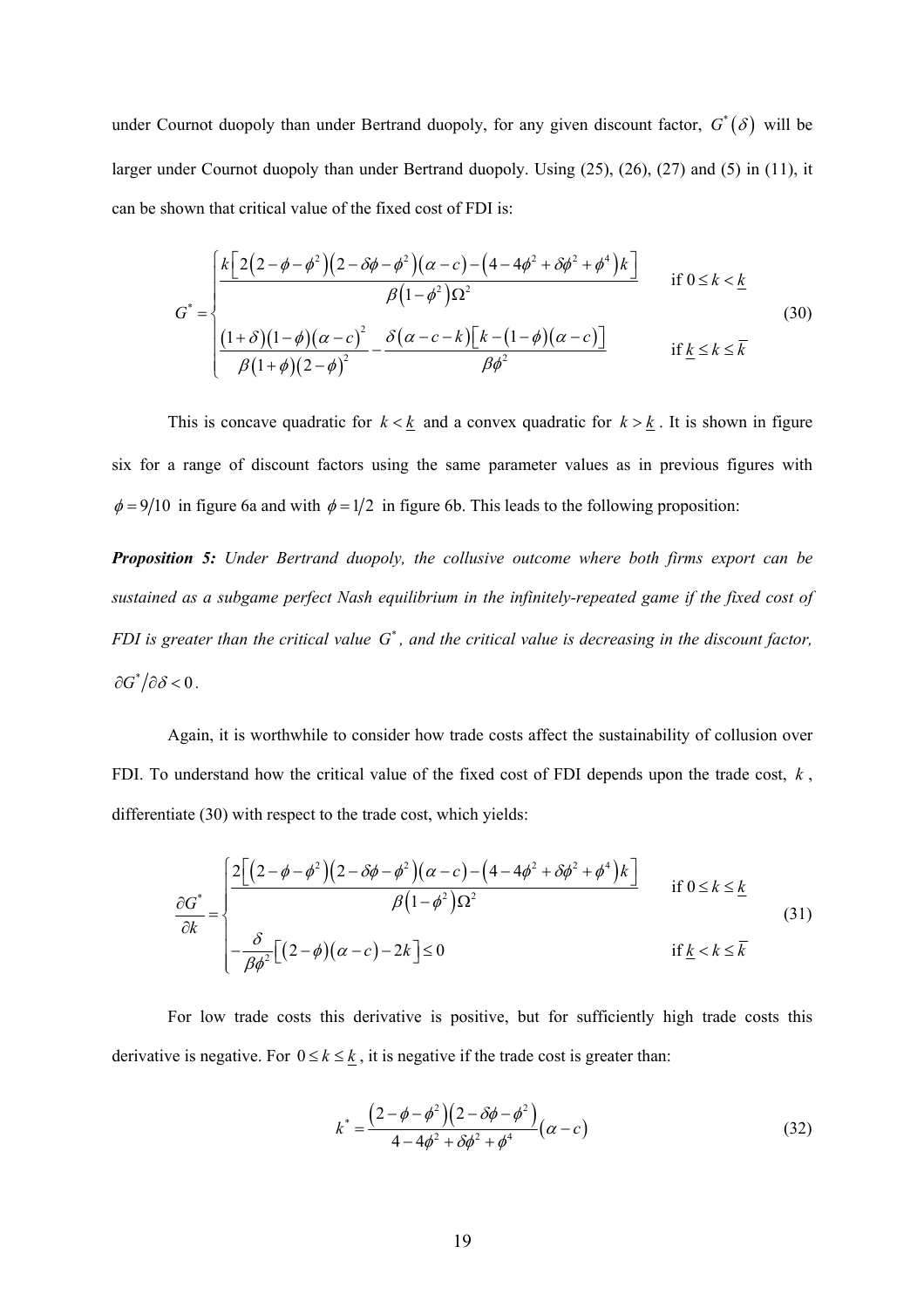under Cournot duopoly than under Bertrand duopoly, for any given discount factor, $G^*(\delta)$ will be larger under Cournot duopoly than under Bertrand duopoly. Using (25), (26), (27) and (5) in (11), it can be shown that critical value of the fixed cost of FDI is:

$$
G^* = \begin{cases} \dfrac{k\left[2\left(2-\phi-\phi^2\right)\left(2-\delta\phi-\phi^2\right)(\alpha-c)-\left(4-4\phi^2+\delta\phi^2+\phi^4\right)k\right]}{\beta\left(1-\phi^2\right)\Omega^2} & \text{if } 0 \le k < \underline{k} \\[2ex] \dfrac{(1+\delta)(1-\phi)(\alpha-c)^2}{\beta(1+\phi)(2-\phi)^2} - \dfrac{\delta(\alpha-c-k)\left[k-(1-\phi)(\alpha-c)\right]}{\beta\phi^2} & \text{if } \underline{k} \le k \le \overline{k} \end{cases} \tag{30}
$$

This is concave quadratic for $k < \underline{k}$ and a convex quadratic for $k > \underline{k}$. It is shown in figure six for a range of discount factors using the same parameter values as in previous figures with $\phi = 9/10$ in figure 6a and with $\phi = 1/2$ in figure 6b. This leads to the following proposition:

***Proposition 5:*** *Under Bertrand duopoly, the collusive outcome where both firms export can be sustained as a subgame perfect Nash equilibrium in the infinitely-repeated game if the fixed cost of FDI is greater than the critical value $G^*$, and the critical value is decreasing in the discount factor, $\partial G^*/\partial\delta < 0$.*

Again, it is worthwhile to consider how trade costs affect the sustainability of collusion over FDI. To understand how the critical value of the fixed cost of FDI depends upon the trade cost, $k$, differentiate (30) with respect to the trade cost, which yields:

$$
\frac{\partial G^*}{\partial k} = \begin{cases} \dfrac{2\left[\left(2-\phi-\phi^2\right)\left(2-\delta\phi-\phi^2\right)(\alpha-c)-\left(4-4\phi^2+\delta\phi^2+\phi^4\right)k\right]}{\beta\left(1-\phi^2\right)\Omega^2} & \text{if } 0 \le k \le \underline{k} \\[2ex] -\dfrac{\delta}{\beta\phi^2}\left[(2-\phi)(\alpha-c)-2k\right] \le 0 & \text{if } \underline{k} < k \le \overline{k} \end{cases} \tag{31}
$$

For low trade costs this derivative is positive, but for sufficiently high trade costs this derivative is negative. For $0 \le k \le \underline{k}$, it is negative if the trade cost is greater than:

$$
k^* = \frac{\left(2-\phi-\phi^2\right)\left(2-\delta\phi-\phi^2\right)}{4-4\phi^2+\delta\phi^2+\phi^4}(\alpha-c) \tag{32}
$$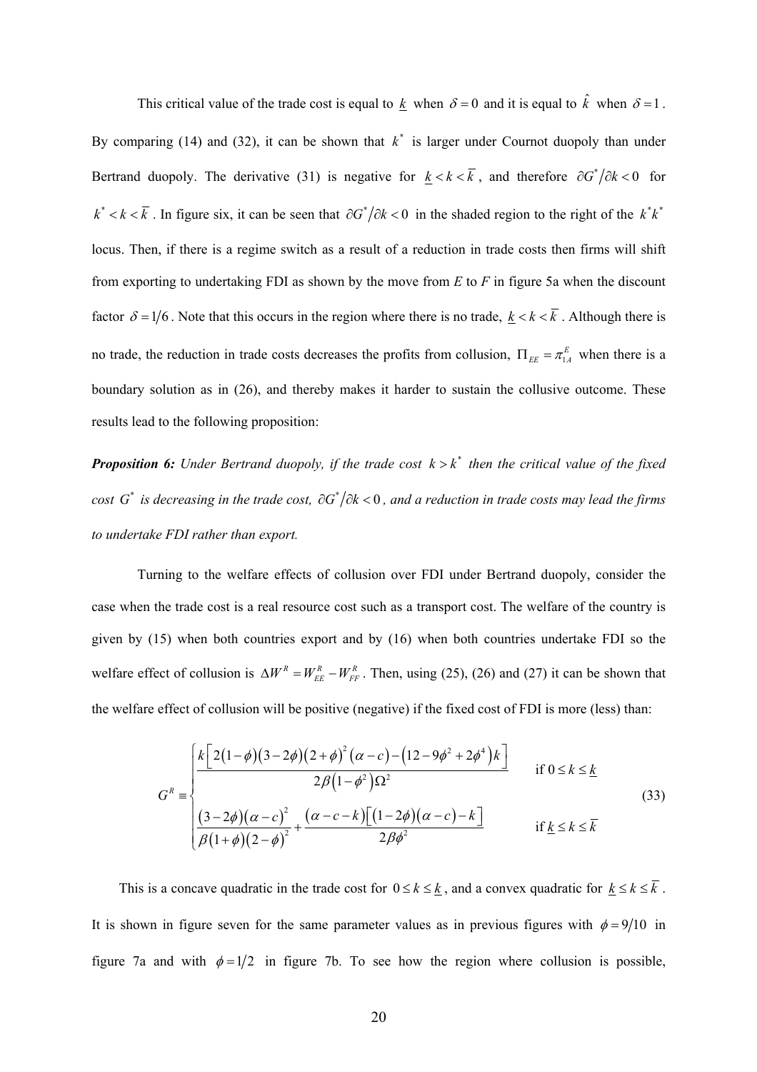This critical value of the trade cost is equal to $\underline{k}$ when $\delta = 0$ and it is equal to $\hat{k}$ when $\delta = 1$. By comparing (14) and (32), it can be shown that $k^*$ is larger under Cournot duopoly than under Bertrand duopoly. The derivative (31) is negative for $\underline{k} < k < \overline{k}$, and therefore $\partial G^* / \partial k < 0$ for $k^* < k < \overline{k}$. In figure six, it can be seen that $\partial G^* / \partial k < 0$ in the shaded region to the right of the $k^* k^*$ locus. Then, if there is a regime switch as a result of a reduction in trade costs then firms will shift from exporting to undertaking FDI as shown by the move from *E* to *F* in figure 5a when the discount factor $\delta = 1/6$. Note that this occurs in the region where there is no trade, $\underline{k} < k < \overline{k}$. Although there is no trade, the reduction in trade costs decreases the profits from collusion, $\Pi_{EE} = \pi_{1A}^E$ when there is a boundary solution as in (26), and thereby makes it harder to sustain the collusive outcome. These results lead to the following proposition:

***Proposition 6:*** *Under Bertrand duopoly, if the trade cost $k > k^*$ then the critical value of the fixed cost $G^*$ is decreasing in the trade cost, $\partial G^* / \partial k < 0$, and a reduction in trade costs may lead the firms to undertake FDI rather than export.*

Turning to the welfare effects of collusion over FDI under Bertrand duopoly, consider the case when the trade cost is a real resource cost such as a transport cost. The welfare of the country is given by (15) when both countries export and by (16) when both countries undertake FDI so the welfare effect of collusion is $\Delta W^R = W_{EE}^R - W_{FF}^R$. Then, using (25), (26) and (27) it can be shown that the welfare effect of collusion will be positive (negative) if the fixed cost of FDI is more (less) than:

$$G^R \equiv \begin{cases} \dfrac{k\left[2(1-\phi)(3-2\phi)(2+\phi)^2(\alpha-c)-\left(12-9\phi^2+2\phi^4\right)k\right]}{2\beta\left(1-\phi^2\right)\Omega^2} & \text{if } 0 \le k \le \underline{k} \\[2ex] \dfrac{(3-2\phi)(\alpha-c)^2}{\beta(1+\phi)(2-\phi)^2}+\dfrac{(\alpha-c-k)\left[(1-2\phi)(\alpha-c)-k\right]}{2\beta\phi^2} & \text{if } \underline{k} \le k \le \overline{k} \end{cases} \tag{33}$$

This is a concave quadratic in the trade cost for $0 \le k \le \underline{k}$, and a convex quadratic for $\underline{k} \le k \le \overline{k}$. It is shown in figure seven for the same parameter values as in previous figures with $\phi = 9/10$ in figure 7a and with $\phi = 1/2$ in figure 7b. To see how the region where collusion is possible,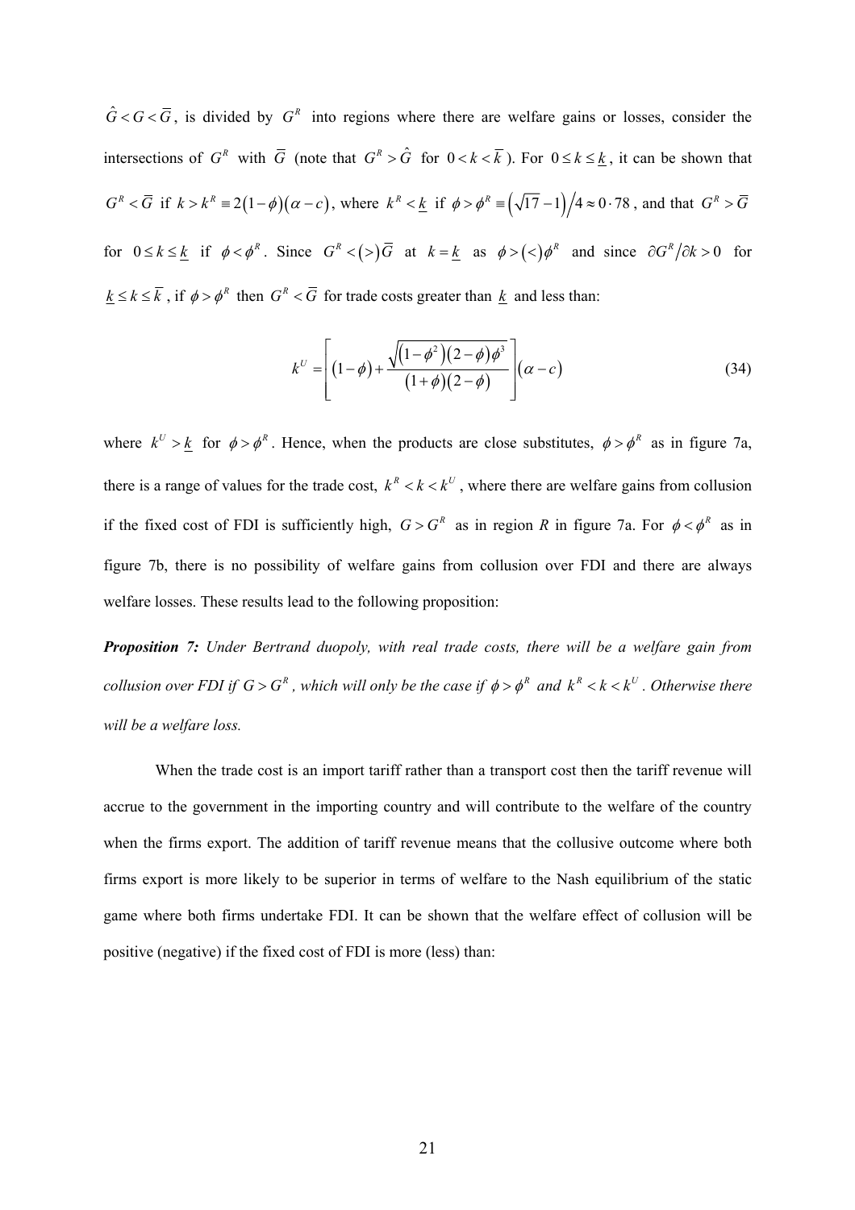$\hat{G} < G < \overline{G}$, is divided by $G^R$ into regions where there are welfare gains or losses, consider the intersections of $G^R$ with $\overline{G}$ (note that $G^R > \hat{G}$ for $0 < k < \overline{k}$). For $0 \le k \le \underline{k}$, it can be shown that $G^R < \overline{G}$ if $k > k^R \equiv 2(1-\phi)(\alpha - c)$, where $k^R < \underline{k}$ if $\phi > \phi^R \equiv \left(\sqrt{17}-1\right)/4 \approx 0 \cdot 78$, and that $G^R > \overline{G}$ for $0 \le k \le \underline{k}$ if $\phi < \phi^R$. Since $G^R < (>) \overline{G}$ at $k = \underline{k}$ as $\phi > (<) \phi^R$ and since $\partial G^R / \partial k > 0$ for $\underline{k} \le k \le \overline{k}$, if $\phi > \phi^R$ then $G^R < \overline{G}$ for trade costs greater than $\underline{k}$ and less than:

$$k^U = \left[ (1-\phi) + \frac{\sqrt{(1-\phi^2)(2-\phi)\phi^3}}{(1+\phi)(2-\phi)} \right] (\alpha - c) \tag{34}$$

where $k^U > \underline{k}$ for $\phi > \phi^R$. Hence, when the products are close substitutes, $\phi > \phi^R$ as in figure 7a, there is a range of values for the trade cost, $k^R < k < k^U$, where there are welfare gains from collusion if the fixed cost of FDI is sufficiently high, $G > G^R$ as in region *R* in figure 7a. For $\phi < \phi^R$ as in figure 7b, there is no possibility of welfare gains from collusion over FDI and there are always welfare losses. These results lead to the following proposition:

***Proposition 7:*** *Under Bertrand duopoly, with real trade costs, there will be a welfare gain from collusion over FDI if $G > G^R$, which will only be the case if $\phi > \phi^R$ and $k^R < k < k^U$. Otherwise there will be a welfare loss.*

When the trade cost is an import tariff rather than a transport cost then the tariff revenue will accrue to the government in the importing country and will contribute to the welfare of the country when the firms export. The addition of tariff revenue means that the collusive outcome where both firms export is more likely to be superior in terms of welfare to the Nash equilibrium of the static game where both firms undertake FDI. It can be shown that the welfare effect of collusion will be positive (negative) if the fixed cost of FDI is more (less) than: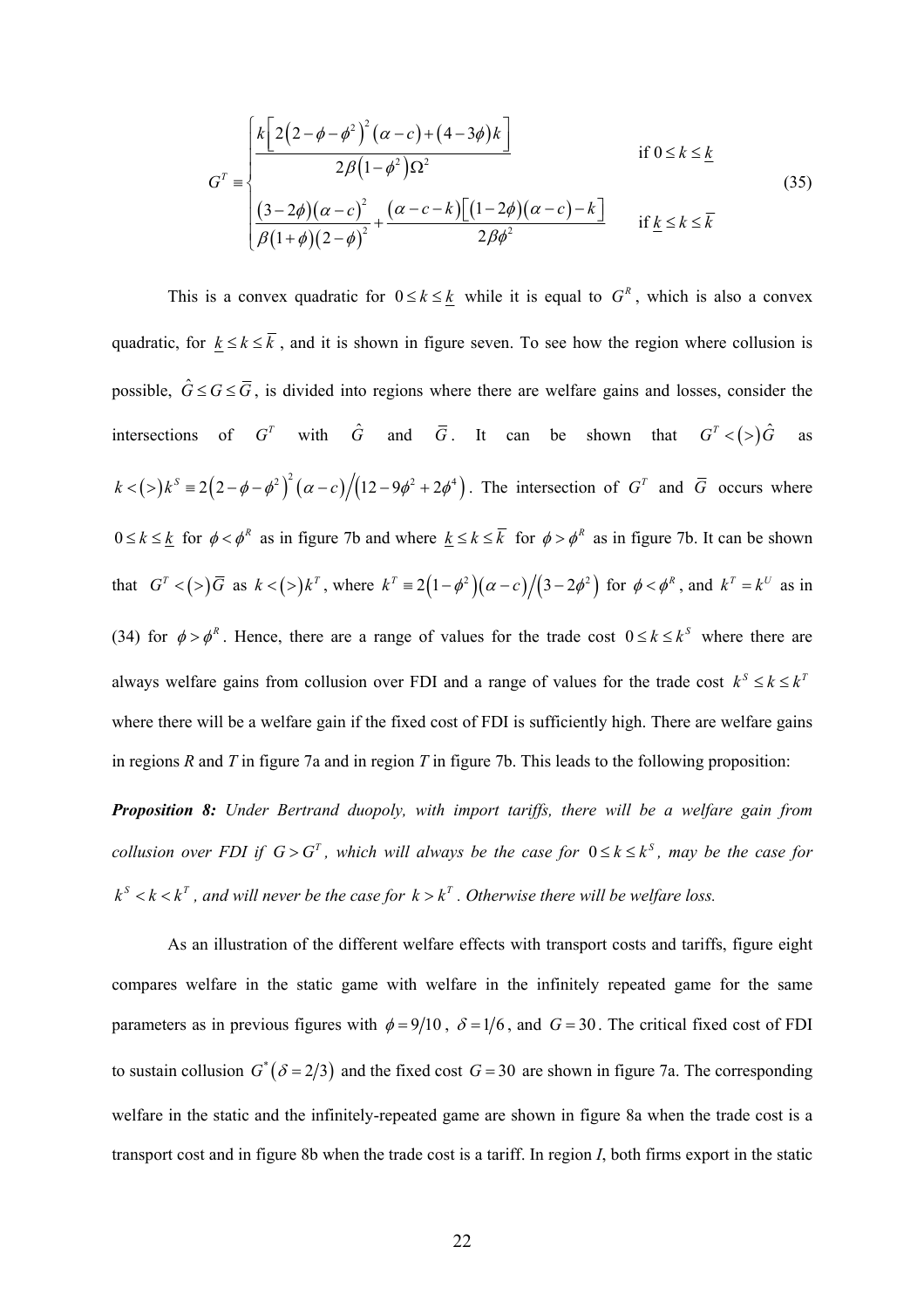$$G^T \equiv \begin{cases} \dfrac{k\left[2\left(2-\phi-\phi^2\right)^2(\alpha-c)+(4-3\phi)k\right]}{2\beta\left(1-\phi^2\right)\Omega^2} & \text{if } 0 \le k \le \underline{k} \\ \dfrac{(3-2\phi)(\alpha-c)^2}{\beta(1+\phi)(2-\phi)^2} + \dfrac{(\alpha-c-k)\left[(1-2\phi)(\alpha-c)-k\right]}{2\beta\phi^2} & \text{if } \underline{k} \le k \le \overline{k} \end{cases} \tag{35}$$

This is a convex quadratic for $0 \le k \le \underline{k}$ while it is equal to $G^R$, which is also a convex quadratic, for $\underline{k} \le k \le \overline{k}$, and it is shown in figure seven. To see how the region where collusion is possible, $\hat{G} \le G \le \overline{G}$, is divided into regions where there are welfare gains and losses, consider the intersections of $G^T$ with $\hat{G}$ and $\overline{G}$. It can be shown that $G^T < (>) \hat{G}$ as $k < (>) k^S \equiv 2\left(2-\phi-\phi^2\right)^2(\alpha-c)\big/\left(12-9\phi^2+2\phi^4\right)$. The intersection of $G^T$ and $\overline{G}$ occurs where $0 \le k \le \underline{k}$ for $\phi < \phi^R$ as in figure 7b and where $\underline{k} \le k \le \overline{k}$ for $\phi > \phi^R$ as in figure 7b. It can be shown that $G^T < (>) \overline{G}$ as $k < (>) k^T$, where $k^T \equiv 2\left(1-\phi^2\right)(\alpha-c)\big/\left(3-2\phi^2\right)$ for $\phi < \phi^R$, and $k^T = k^U$ as in (34) for $\phi > \phi^R$. Hence, there are a range of values for the trade cost $0 \le k \le k^S$ where there are always welfare gains from collusion over FDI and a range of values for the trade cost $k^S \le k \le k^T$ where there will be a welfare gain if the fixed cost of FDI is sufficiently high. There are welfare gains in regions *R* and *T* in figure 7a and in region *T* in figure 7b. This leads to the following proposition:

***Proposition 8:*** *Under Bertrand duopoly, with import tariffs, there will be a welfare gain from collusion over FDI if* $G > G^T$*, which will always be the case for* $0 \le k \le k^S$*, may be the case for* $k^S < k < k^T$*, and will never be the case for* $k > k^T$*. Otherwise there will be welfare loss.*

As an illustration of the different welfare effects with transport costs and tariffs, figure eight compares welfare in the static game with welfare in the infinitely repeated game for the same parameters as in previous figures with $\phi = 9/10$, $\delta = 1/6$, and $G = 30$. The critical fixed cost of FDI to sustain collusion $G^*(\delta = 2/3)$ and the fixed cost $G = 30$ are shown in figure 7a. The corresponding welfare in the static and the infinitely-repeated game are shown in figure 8a when the trade cost is a transport cost and in figure 8b when the trade cost is a tariff. In region *I*, both firms export in the static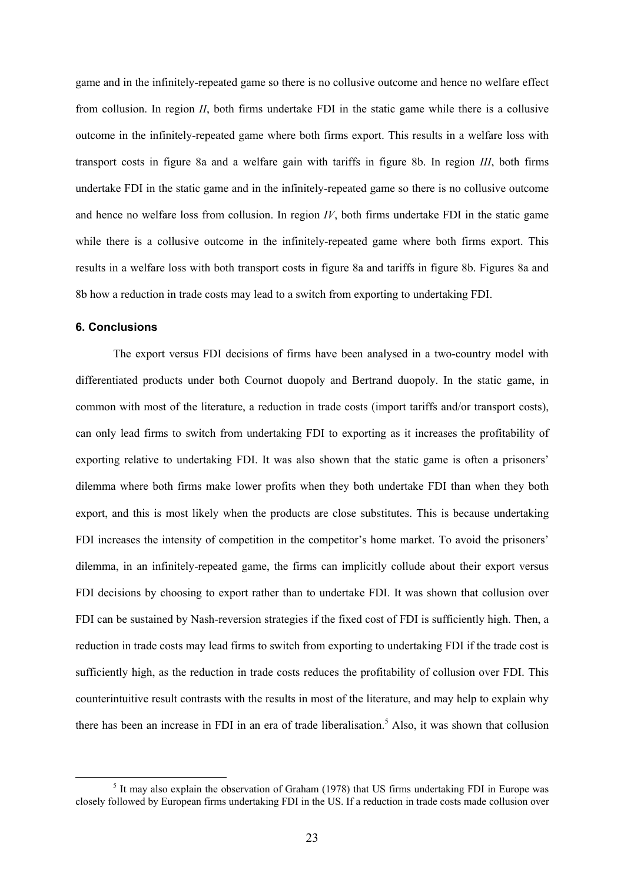game and in the infinitely-repeated game so there is no collusive outcome and hence no welfare effect from collusion. In region *II*, both firms undertake FDI in the static game while there is a collusive outcome in the infinitely-repeated game where both firms export. This results in a welfare loss with transport costs in figure 8a and a welfare gain with tariffs in figure 8b. In region *III*, both firms undertake FDI in the static game and in the infinitely-repeated game so there is no collusive outcome and hence no welfare loss from collusion. In region *IV*, both firms undertake FDI in the static game while there is a collusive outcome in the infinitely-repeated game where both firms export. This results in a welfare loss with both transport costs in figure 8a and tariffs in figure 8b. Figures 8a and 8b how a reduction in trade costs may lead to a switch from exporting to undertaking FDI.

### 6. Conclusions

The export versus FDI decisions of firms have been analysed in a two-country model with differentiated products under both Cournot duopoly and Bertrand duopoly. In the static game, in common with most of the literature, a reduction in trade costs (import tariffs and/or transport costs), can only lead firms to switch from undertaking FDI to exporting as it increases the profitability of exporting relative to undertaking FDI. It was also shown that the static game is often a prisoners' dilemma where both firms make lower profits when they both undertake FDI than when they both export, and this is most likely when the products are close substitutes. This is because undertaking FDI increases the intensity of competition in the competitor's home market. To avoid the prisoners' dilemma, in an infinitely-repeated game, the firms can implicitly collude about their export versus FDI decisions by choosing to export rather than to undertake FDI. It was shown that collusion over FDI can be sustained by Nash-reversion strategies if the fixed cost of FDI is sufficiently high. Then, a reduction in trade costs may lead firms to switch from exporting to undertaking FDI if the trade cost is sufficiently high, as the reduction in trade costs reduces the profitability of collusion over FDI. This counterintuitive result contrasts with the results in most of the literature, and may help to explain why there has been an increase in FDI in an era of trade liberalisation.[5] Also, it was shown that collusion

[5] It may also explain the observation of Graham (1978) that US firms undertaking FDI in Europe was closely followed by European firms undertaking FDI in the US. If a reduction in trade costs made collusion over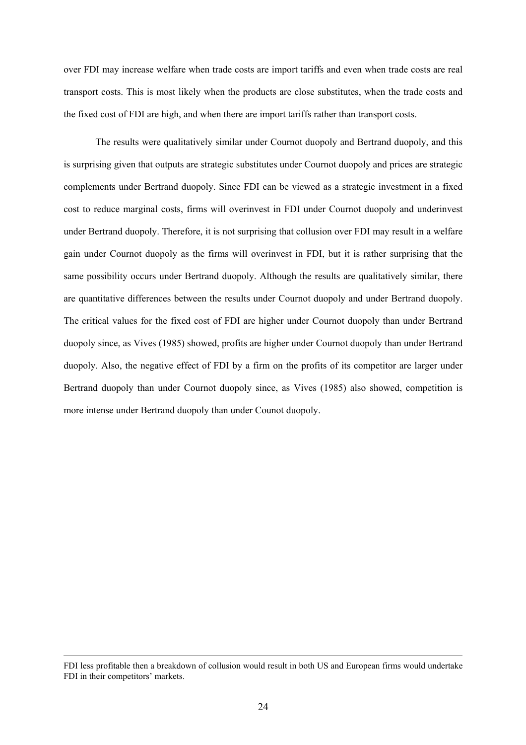over FDI may increase welfare when trade costs are import tariffs and even when trade costs are real transport costs. This is most likely when the products are close substitutes, when the trade costs and the fixed cost of FDI are high, and when there are import tariffs rather than transport costs.

The results were qualitatively similar under Cournot duopoly and Bertrand duopoly, and this is surprising given that outputs are strategic substitutes under Cournot duopoly and prices are strategic complements under Bertrand duopoly. Since FDI can be viewed as a strategic investment in a fixed cost to reduce marginal costs, firms will overinvest in FDI under Cournot duopoly and underinvest under Bertrand duopoly. Therefore, it is not surprising that collusion over FDI may result in a welfare gain under Cournot duopoly as the firms will overinvest in FDI, but it is rather surprising that the same possibility occurs under Bertrand duopoly. Although the results are qualitatively similar, there are quantitative differences between the results under Cournot duopoly and under Bertrand duopoly. The critical values for the fixed cost of FDI are higher under Cournot duopoly than under Bertrand duopoly since, as Vives (1985) showed, profits are higher under Cournot duopoly than under Bertrand duopoly. Also, the negative effect of FDI by a firm on the profits of its competitor are larger under Bertrand duopoly than under Cournot duopoly since, as Vives (1985) also showed, competition is more intense under Bertrand duopoly than under Counot duopoly.

---

FDI less profitable then a breakdown of collusion would result in both US and European firms would undertake FDI in their competitors' markets.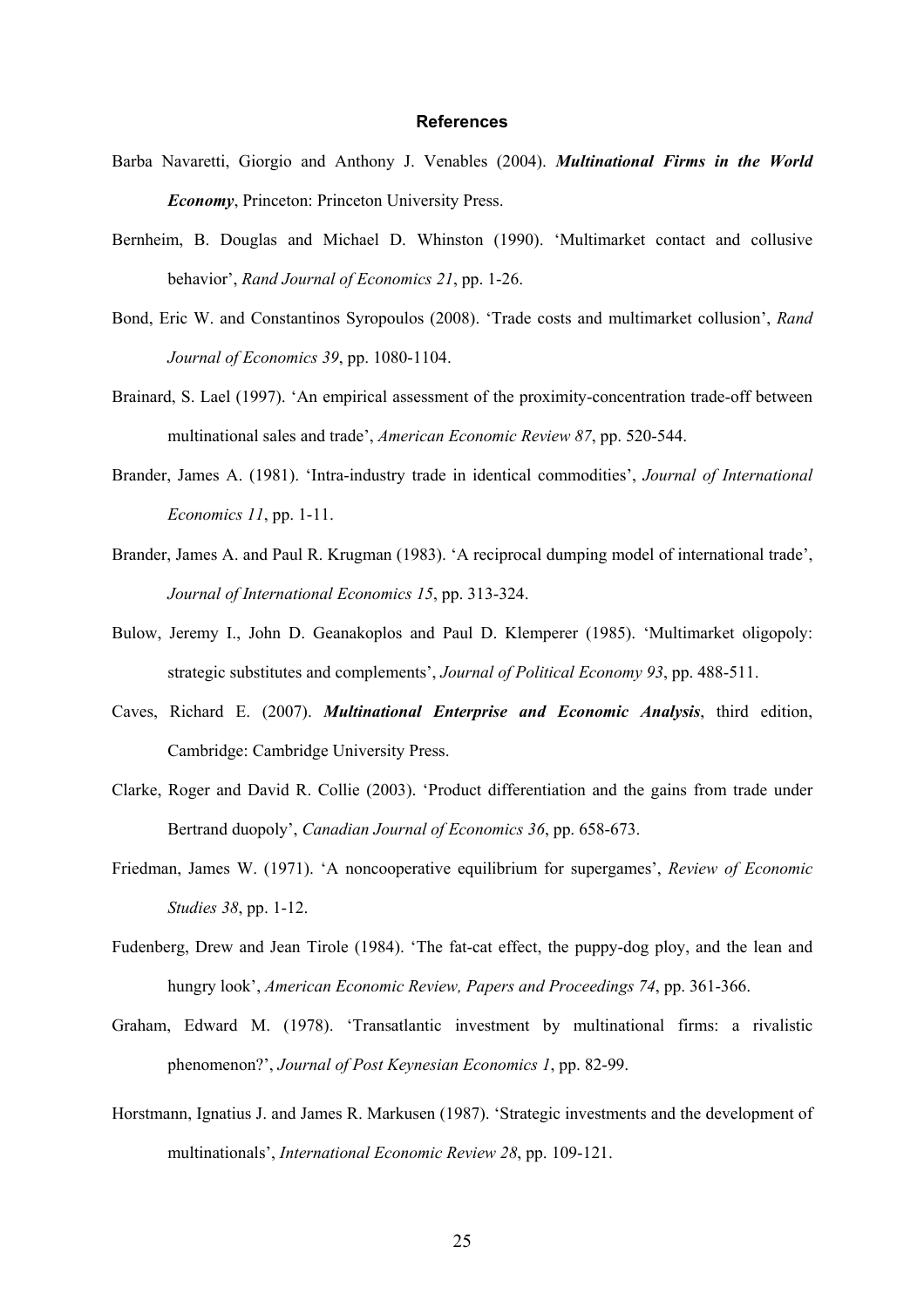## References

Barba Navaretti, Giorgio and Anthony J. Venables (2004). ***Multinational Firms in the World Economy***, Princeton: Princeton University Press.

Bernheim, B. Douglas and Michael D. Whinston (1990). 'Multimarket contact and collusive behavior', *Rand Journal of Economics 21*, pp. 1-26.

Bond, Eric W. and Constantinos Syropoulos (2008). 'Trade costs and multimarket collusion', *Rand Journal of Economics 39*, pp. 1080-1104.

Brainard, S. Lael (1997). 'An empirical assessment of the proximity-concentration trade-off between multinational sales and trade', *American Economic Review 87*, pp. 520-544.

Brander, James A. (1981). 'Intra-industry trade in identical commodities', *Journal of International Economics 11*, pp. 1-11.

Brander, James A. and Paul R. Krugman (1983). 'A reciprocal dumping model of international trade', *Journal of International Economics 15*, pp. 313-324.

Bulow, Jeremy I., John D. Geanakoplos and Paul D. Klemperer (1985). 'Multimarket oligopoly: strategic substitutes and complements', *Journal of Political Economy 93*, pp. 488-511.

Caves, Richard E. (2007). ***Multinational Enterprise and Economic Analysis***, third edition, Cambridge: Cambridge University Press.

Clarke, Roger and David R. Collie (2003). 'Product differentiation and the gains from trade under Bertrand duopoly', *Canadian Journal of Economics 36*, pp. 658-673.

Friedman, James W. (1971). 'A noncooperative equilibrium for supergames', *Review of Economic Studies 38*, pp. 1-12.

Fudenberg, Drew and Jean Tirole (1984). 'The fat-cat effect, the puppy-dog ploy, and the lean and hungry look', *American Economic Review, Papers and Proceedings 74*, pp. 361-366.

Graham, Edward M. (1978). 'Transatlantic investment by multinational firms: a rivalistic phenomenon?', *Journal of Post Keynesian Economics 1*, pp. 82-99.

Horstmann, Ignatius J. and James R. Markusen (1987). 'Strategic investments and the development of multinationals', *International Economic Review 28*, pp. 109-121.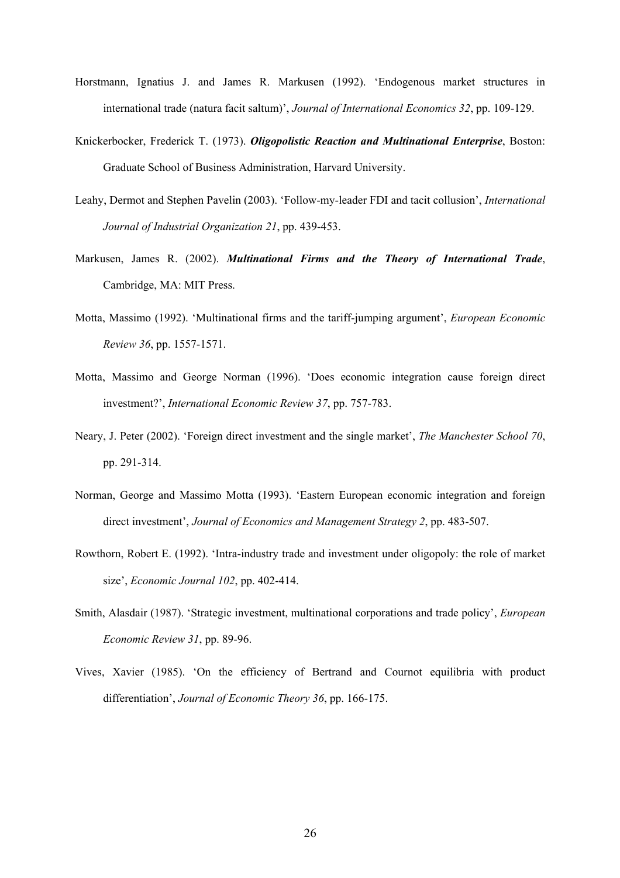Horstmann, Ignatius J. and James R. Markusen (1992). 'Endogenous market structures in international trade (natura facit saltum)', *Journal of International Economics 32*, pp. 109-129.

Knickerbocker, Frederick T. (1973). ***Oligopolistic Reaction and Multinational Enterprise***, Boston: Graduate School of Business Administration, Harvard University.

Leahy, Dermot and Stephen Pavelin (2003). 'Follow-my-leader FDI and tacit collusion', *International Journal of Industrial Organization 21*, pp. 439-453.

Markusen, James R. (2002). ***Multinational Firms and the Theory of International Trade***, Cambridge, MA: MIT Press.

Motta, Massimo (1992). 'Multinational firms and the tariff-jumping argument', *European Economic Review 36*, pp. 1557-1571.

Motta, Massimo and George Norman (1996). 'Does economic integration cause foreign direct investment?', *International Economic Review 37*, pp. 757-783.

Neary, J. Peter (2002). 'Foreign direct investment and the single market', *The Manchester School 70*, pp. 291-314.

Norman, George and Massimo Motta (1993). 'Eastern European economic integration and foreign direct investment', *Journal of Economics and Management Strategy 2*, pp. 483-507.

Rowthorn, Robert E. (1992). 'Intra-industry trade and investment under oligopoly: the role of market size', *Economic Journal 102*, pp. 402-414.

Smith, Alasdair (1987). 'Strategic investment, multinational corporations and trade policy', *European Economic Review 31*, pp. 89-96.

Vives, Xavier (1985). 'On the efficiency of Bertrand and Cournot equilibria with product differentiation', *Journal of Economic Theory 36*, pp. 166-175.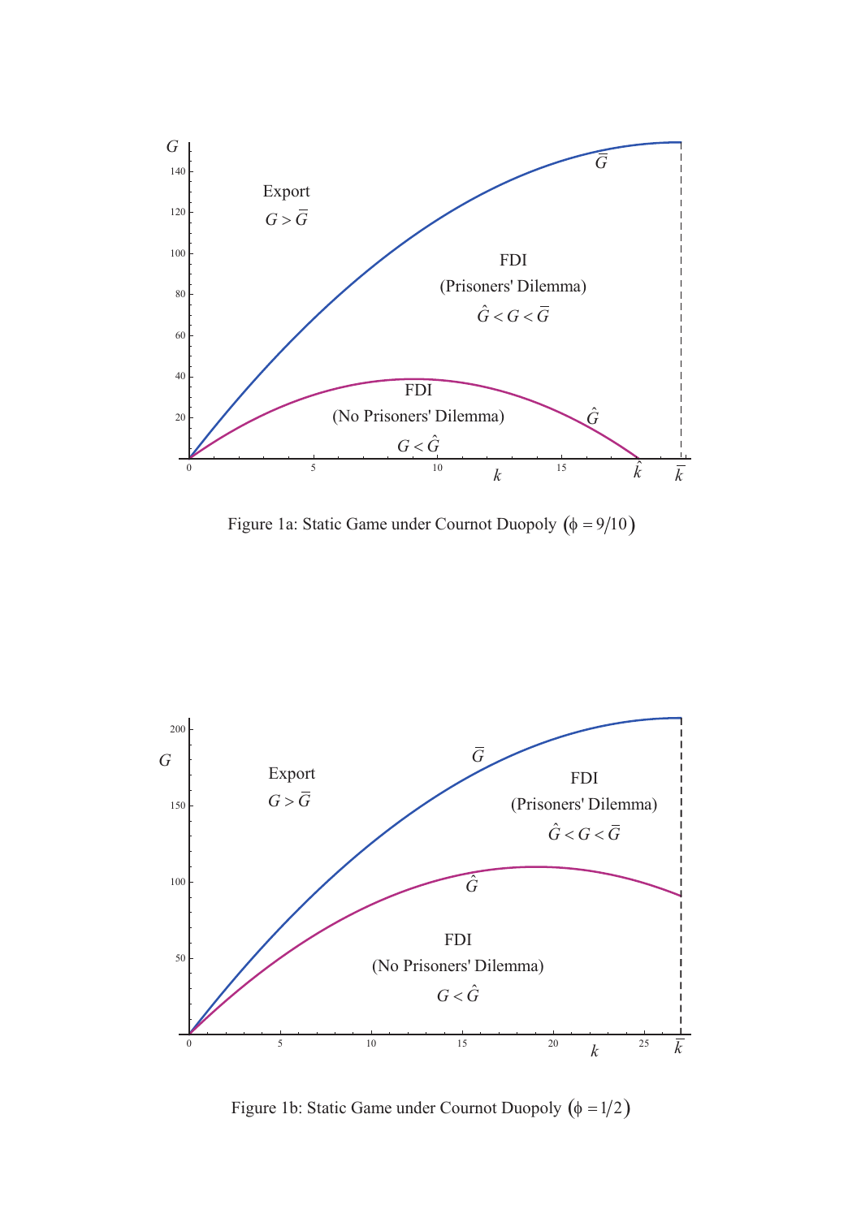Figure 1a: Static Game under Cournot Duopoly $(\phi = 9/10)$

Figure 1b: Static Game under Cournot Duopoly $(\phi = 1/2)$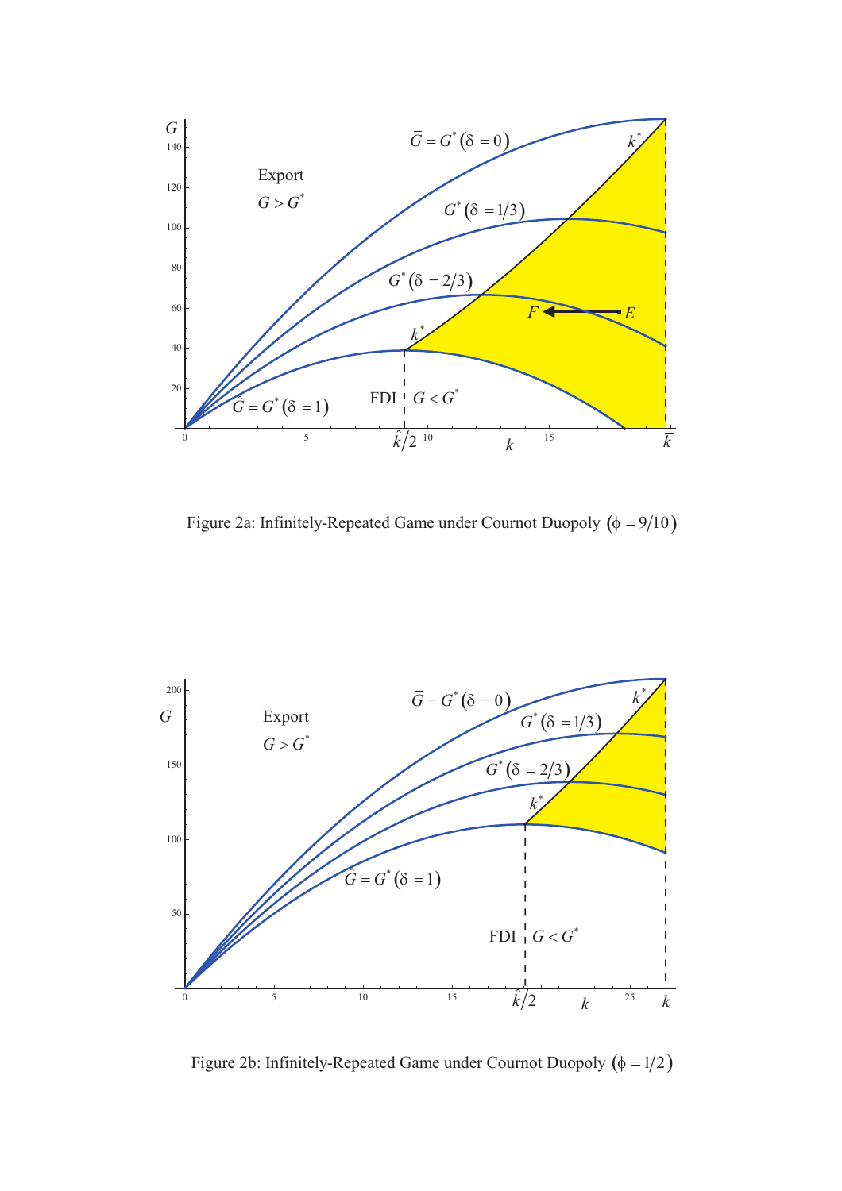Figure 2a: Infinitely-Repeated Game under Cournot Duopoly $(\phi = 9/10)$

Figure 2b: Infinitely-Repeated Game under Cournot Duopoly $(\phi = 1/2)$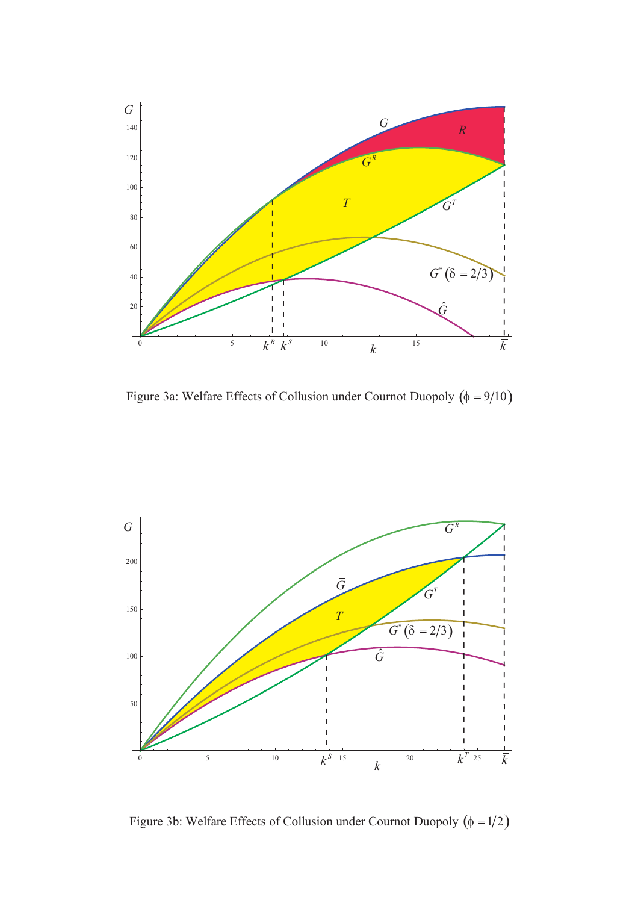Figure 3a: Welfare Effects of Collusion under Cournot Duopoly $(\phi = 9/10)$

Figure 3b: Welfare Effects of Collusion under Cournot Duopoly $(\phi = 1/2)$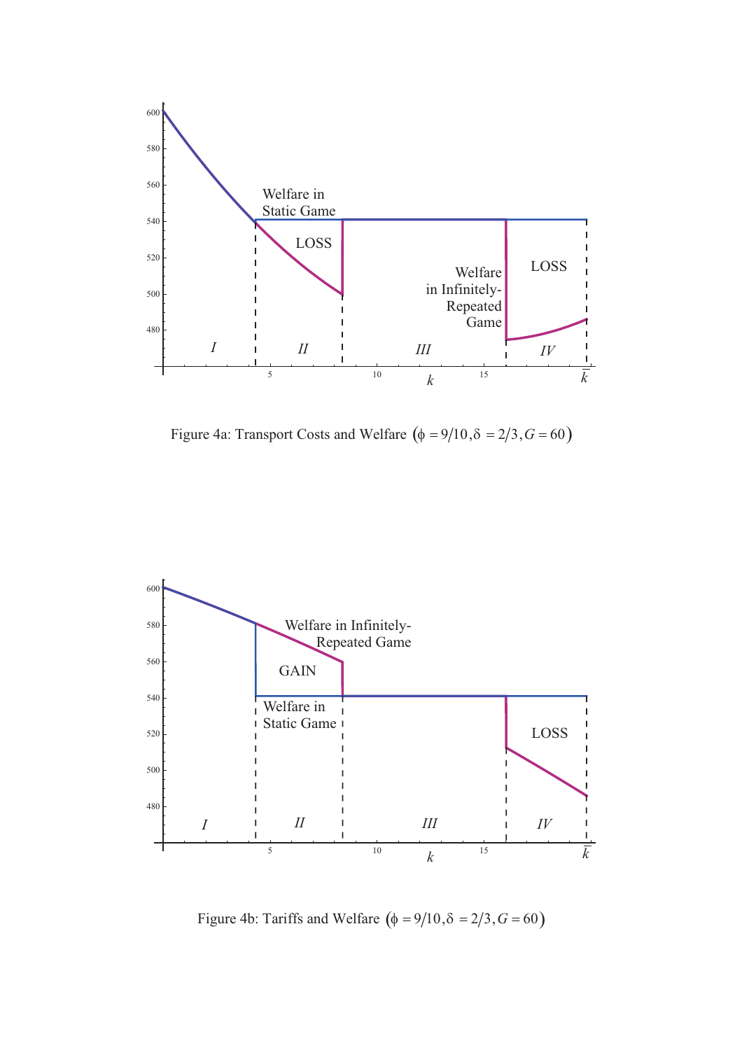Figure 4a: Transport Costs and Welfare $(\phi = 9/10, \delta = 2/3, G = 60)$

Figure 4b: Tariffs and Welfare $(\phi = 9/10, \delta = 2/3, G = 60)$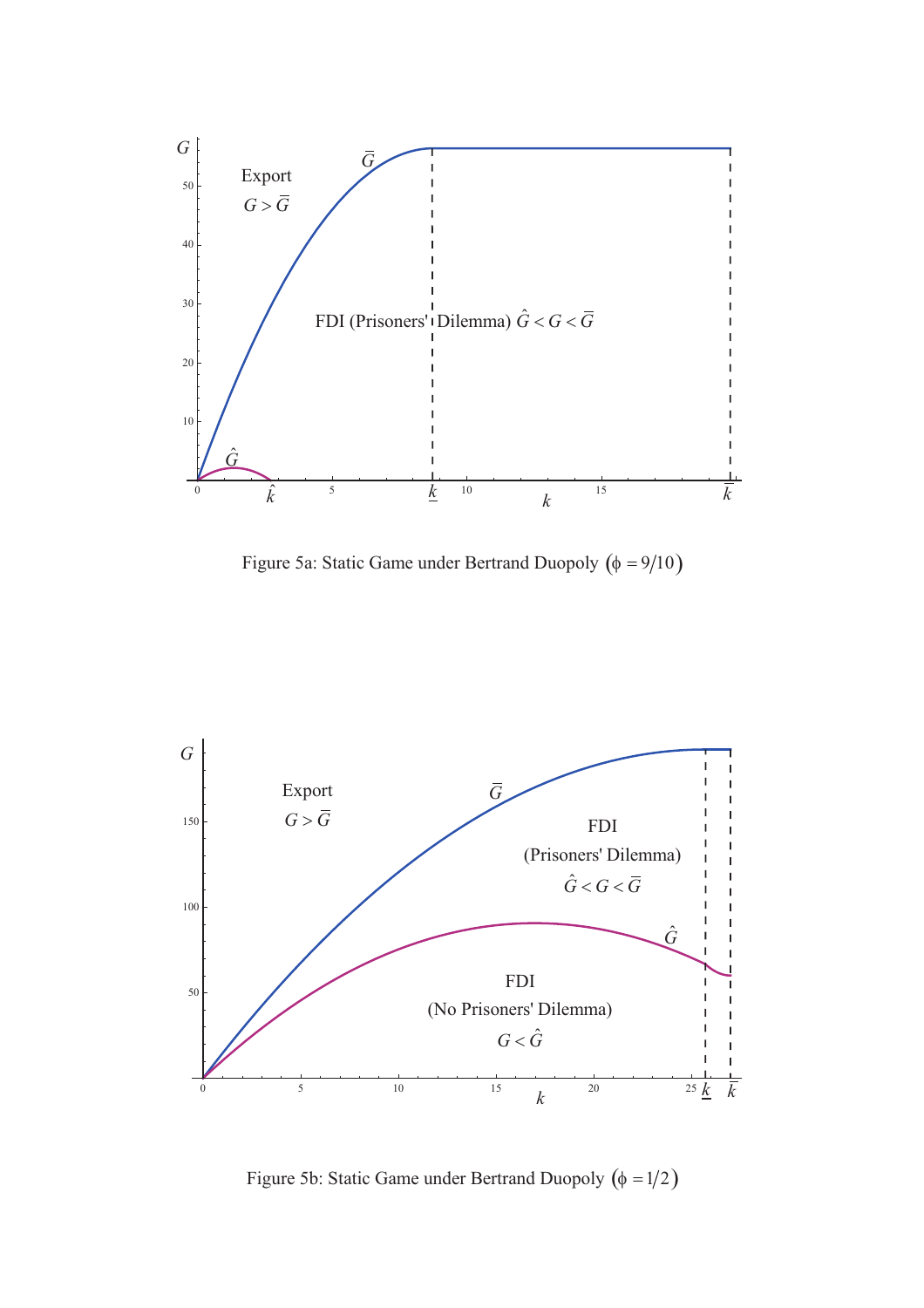Figure 5a: Static Game under Bertrand Duopoly $(\phi = 9/10)$

Figure 5b: Static Game under Bertrand Duopoly $(\phi = 1/2)$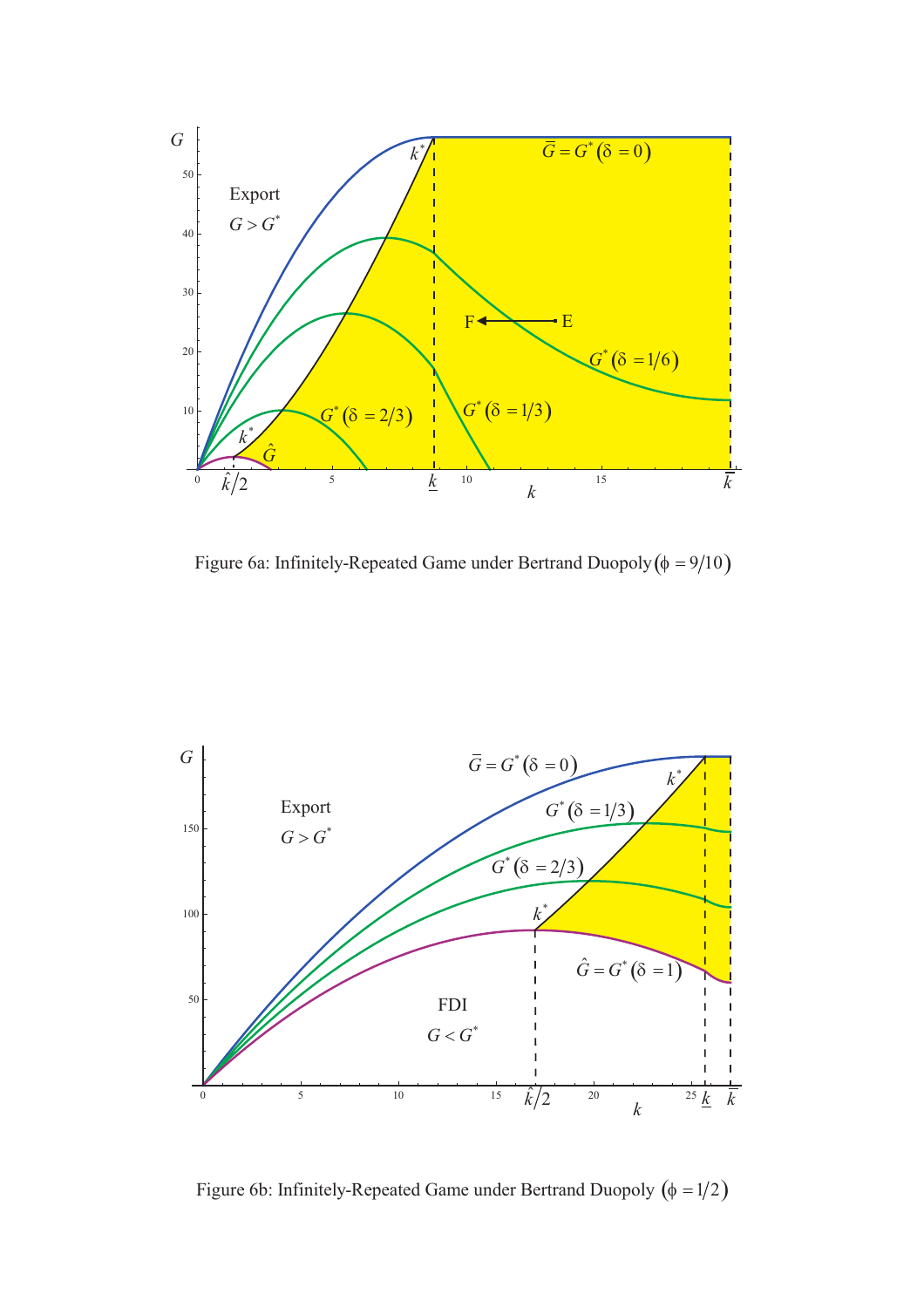Figure 6a: Infinitely-Repeated Game under Bertrand Duopoly $(\phi = 9/10)$

Figure 6b: Infinitely-Repeated Game under Bertrand Duopoly $(\phi = 1/2)$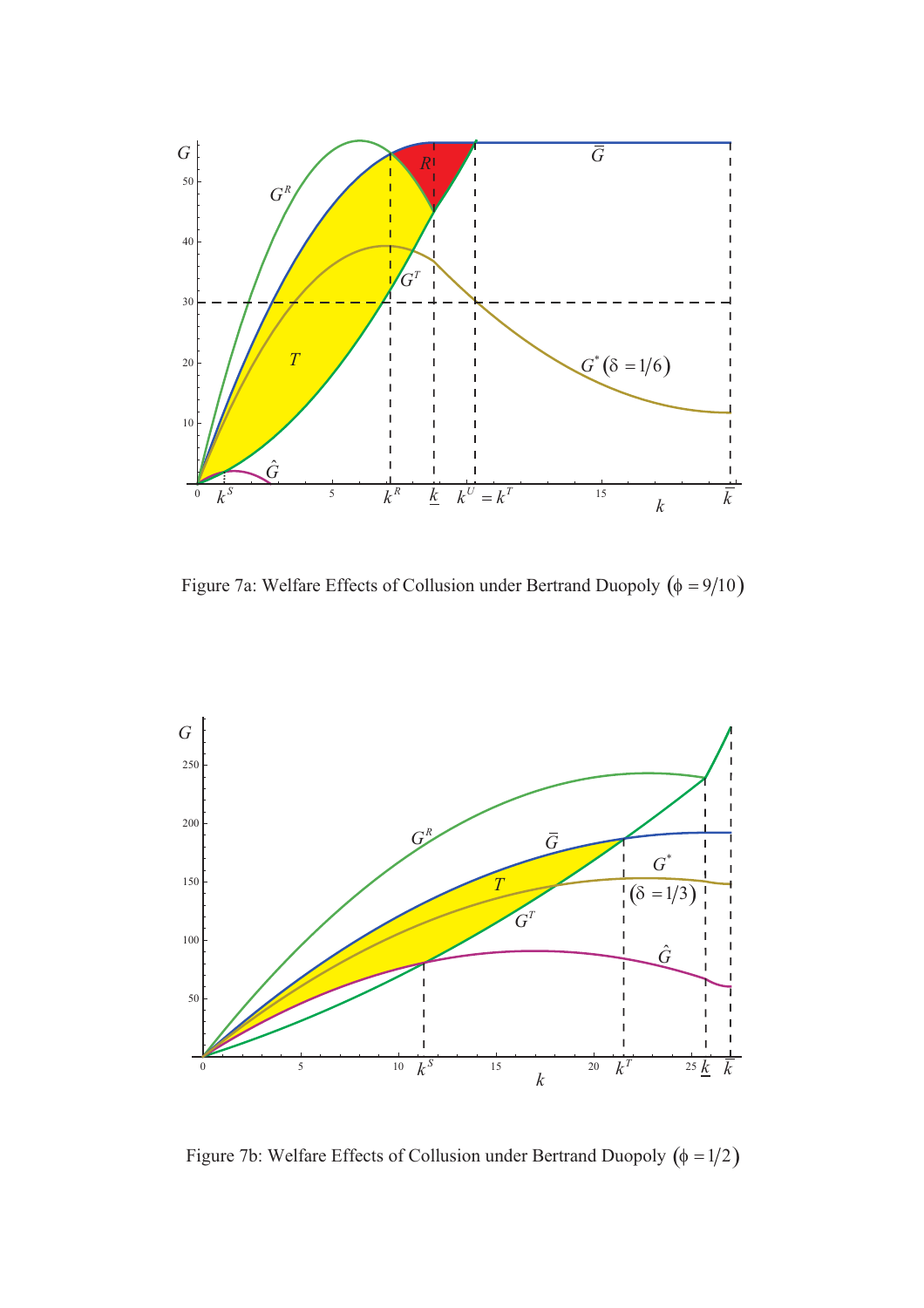Figure 7a: Welfare Effects of Collusion under Bertrand Duopoly $(\phi = 9/10)$

Figure 7b: Welfare Effects of Collusion under Bertrand Duopoly $(\phi = 1/2)$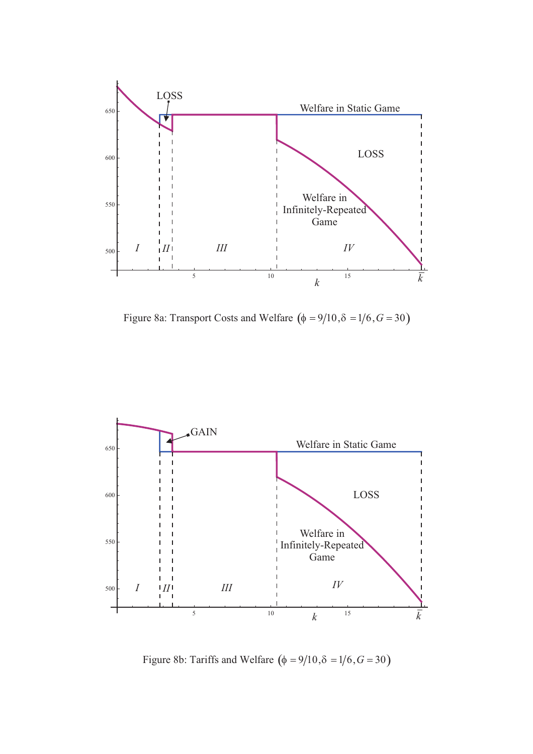LOSS

650

600

550

500

Welfare in Static Game

LOSS

Welfare in Infinitely-Repeated Game

$I$ $II$ $III$ $IV$

5 10 15

$k$ $\bar{k}$

Figure 8a: Transport Costs and Welfare $\left(\phi = 9/10, \delta = 1/6, G = 30\right)$

GAIN

650

600

550

500

Welfare in Static Game

LOSS

Welfare in Infinitely-Repeated Game

$I$ $II$ $III$ $IV$

5 10 15

$k$ $\bar{k}$

Figure 8b: Tariffs and Welfare $\left(\phi = 9/10, \delta = 1/6, G = 30\right)$